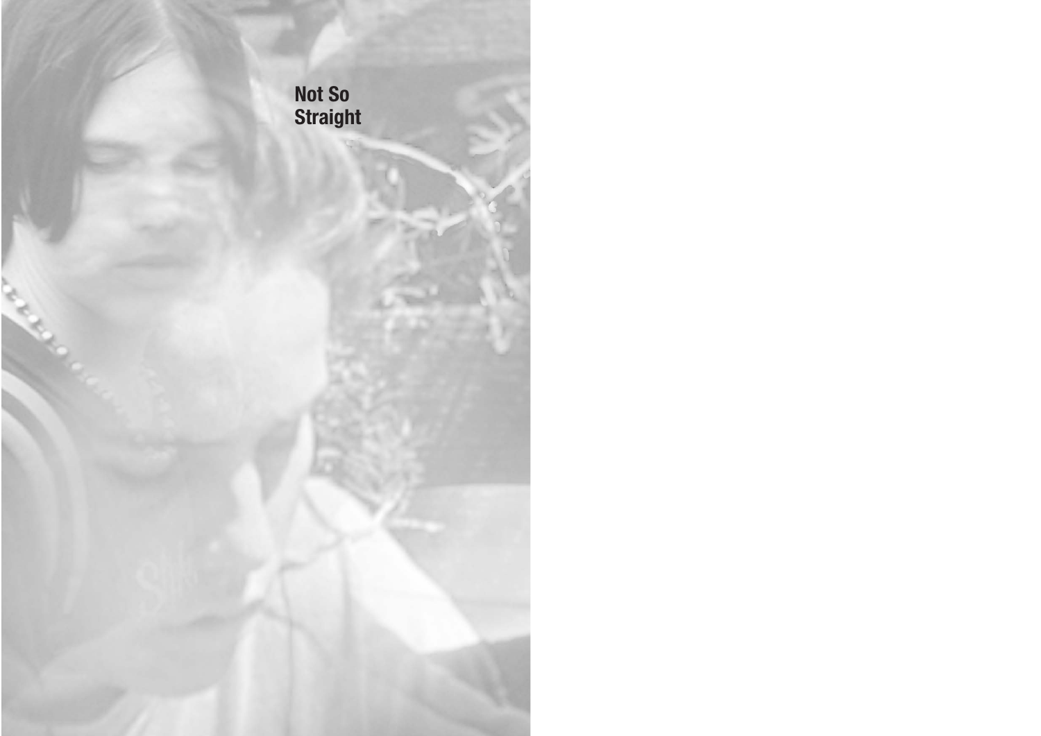# Not So Straight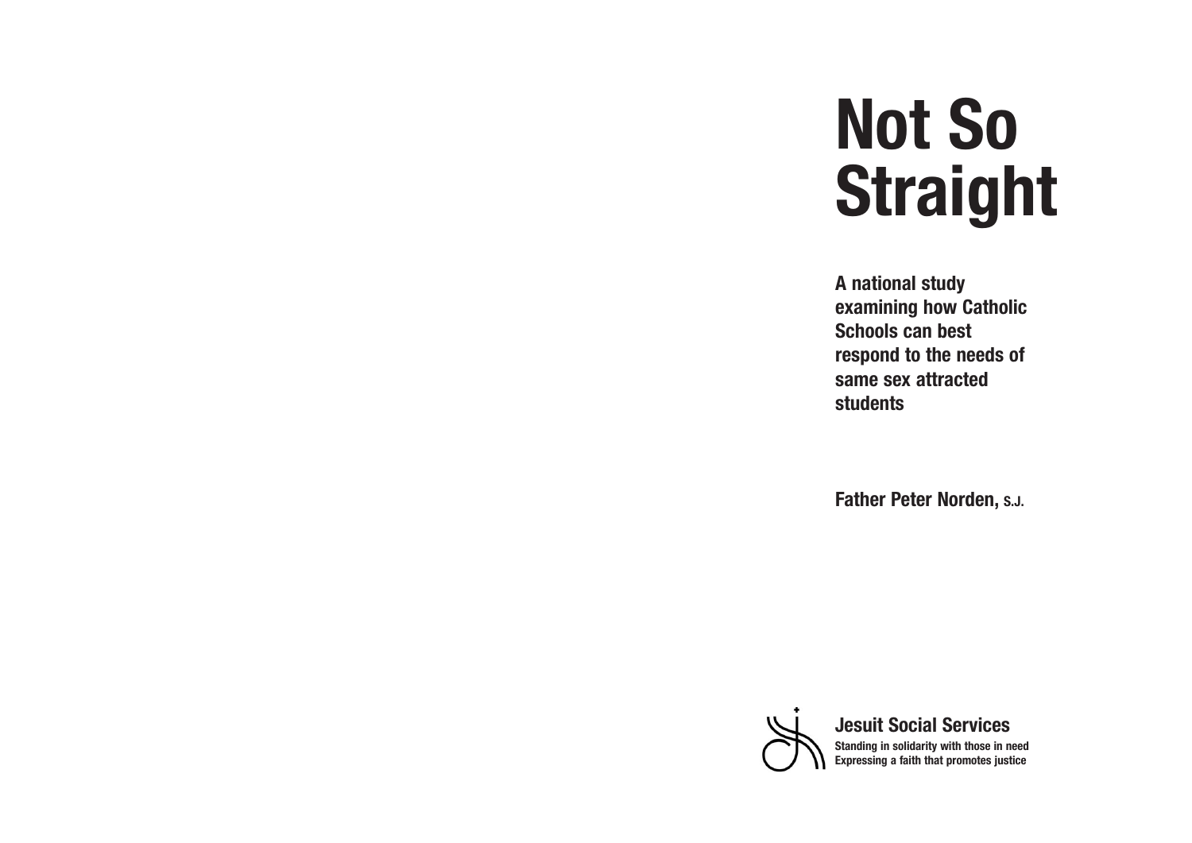# Not So Straight

**A national study examining how Catholic Schools can best respond to the needs of same sex attracted students**

**Father Peter Norden, S.J.**

**Jesuit Social Services**

**Standing in solidarity with those in need**
**Expressing a faith that promotes justice**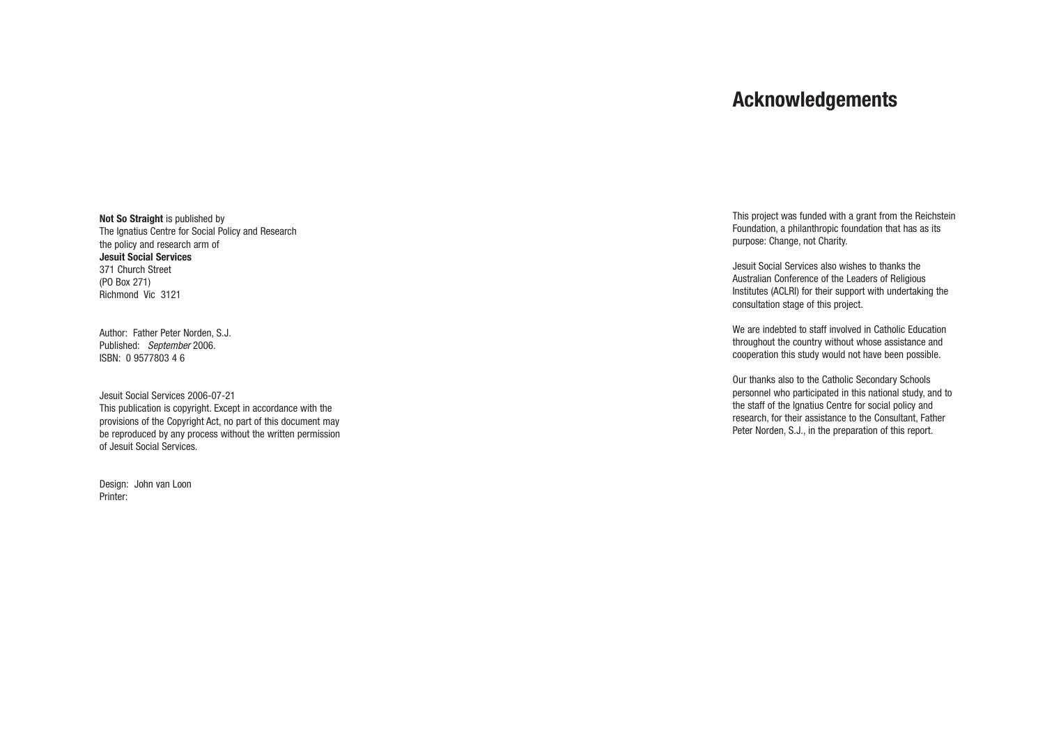**Not So Straight** is published by
The Ignatius Centre for Social Policy and Research
the policy and research arm of
**Jesuit Social Services**
371 Church Street
(PO Box 271)
Richmond Vic 3121

Author: Father Peter Norden, S.J.
Published: *September* 2006.
ISBN: 0 9577803 4 6

Jesuit Social Services 2006-07-21
This publication is copyright. Except in accordance with the provisions of the Copyright Act, no part of this document may be reproduced by any process without the written permission of Jesuit Social Services.

Design: John van Loon
Printer:

# Acknowledgements

This project was funded with a grant from the Reichstein Foundation, a philanthropic foundation that has as its purpose: Change, not Charity.

Jesuit Social Services also wishes to thanks the Australian Conference of the Leaders of Religious Institutes (ACLRI) for their support with undertaking the consultation stage of this project.

We are indebted to staff involved in Catholic Education throughout the country without whose assistance and cooperation this study would not have been possible.

Our thanks also to the Catholic Secondary Schools personnel who participated in this national study, and to the staff of the Ignatius Centre for social policy and research, for their assistance to the Consultant, Father Peter Norden, S.J., in the preparation of this report.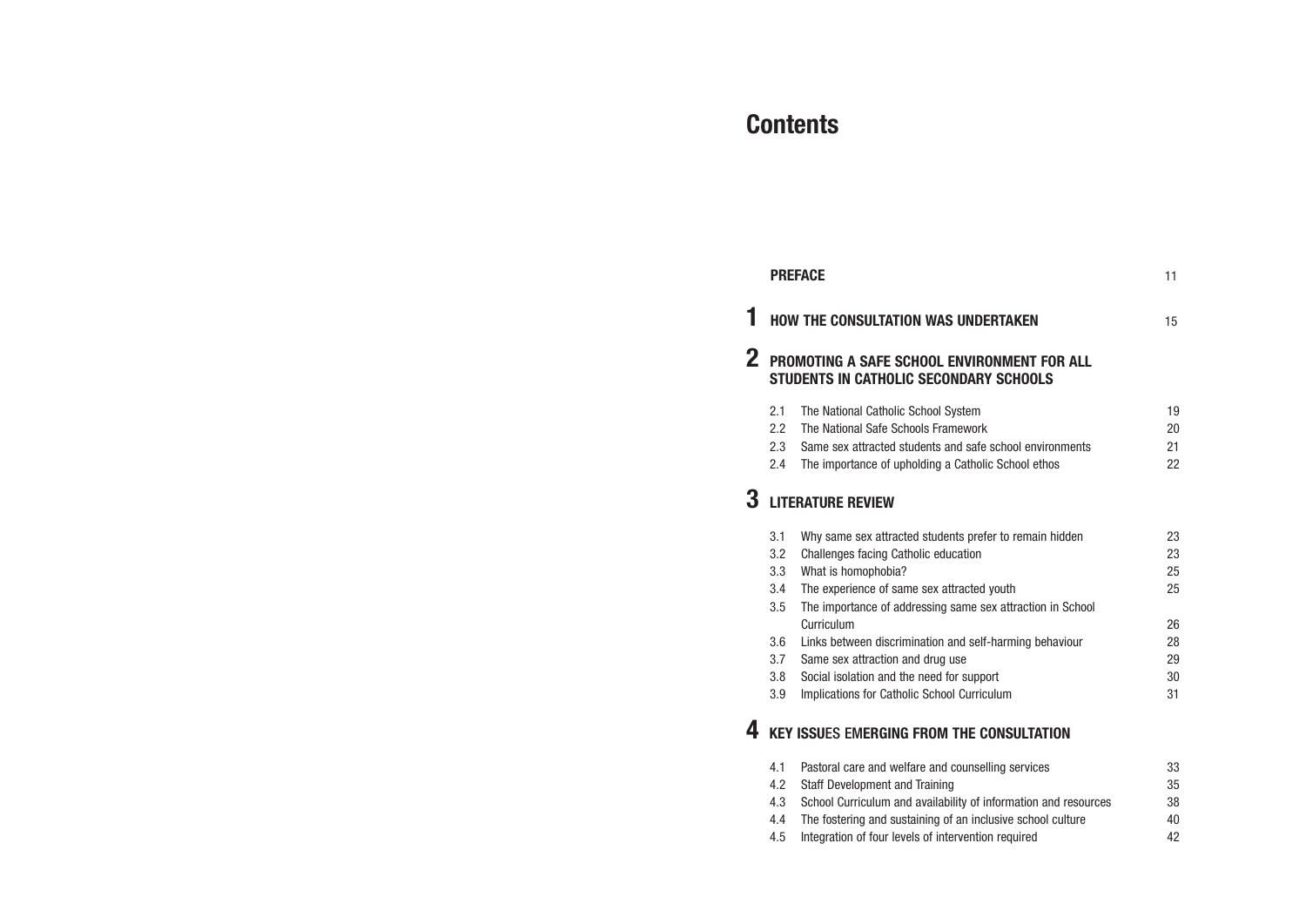# Contents

| | | |
|---|---|---|
| | **PREFACE** | 11 |
| **1** | **HOW THE CONSULTATION WAS UNDERTAKEN** | 15 |
| **2** | **PROMOTING A SAFE SCHOOL ENVIRONMENT FOR ALL STUDENTS IN CATHOLIC SECONDARY SCHOOLS** | |
| 2.1 | The National Catholic School System | 19 |
| 2.2 | The National Safe Schools Framework | 20 |
| 2.3 | Same sex attracted students and safe school environments | 21 |
| 2.4 | The importance of upholding a Catholic School ethos | 22 |
| **3** | **LITERATURE REVIEW** | |
| 3.1 | Why same sex attracted students prefer to remain hidden | 23 |
| 3.2 | Challenges facing Catholic education | 23 |
| 3.3 | What is homophobia? | 25 |
| 3.4 | The experience of same sex attracted youth | 25 |
| 3.5 | The importance of addressing same sex attraction in School Curriculum | 26 |
| 3.6 | Links between discrimination and self-harming behaviour | 28 |
| 3.7 | Same sex attraction and drug use | 29 |
| 3.8 | Social isolation and the need for support | 30 |
| 3.9 | Implications for Catholic School Curriculum | 31 |
| **4** | **KEY ISSUES EMERGING FROM THE CONSULTATION** | |
| 4.1 | Pastoral care and welfare and counselling services | 33 |
| 4.2 | Staff Development and Training | 35 |
| 4.3 | School Curriculum and availability of information and resources | 38 |
| 4.4 | The fostering and sustaining of an inclusive school culture | 40 |
| 4.5 | Integration of four levels of intervention required | 42 |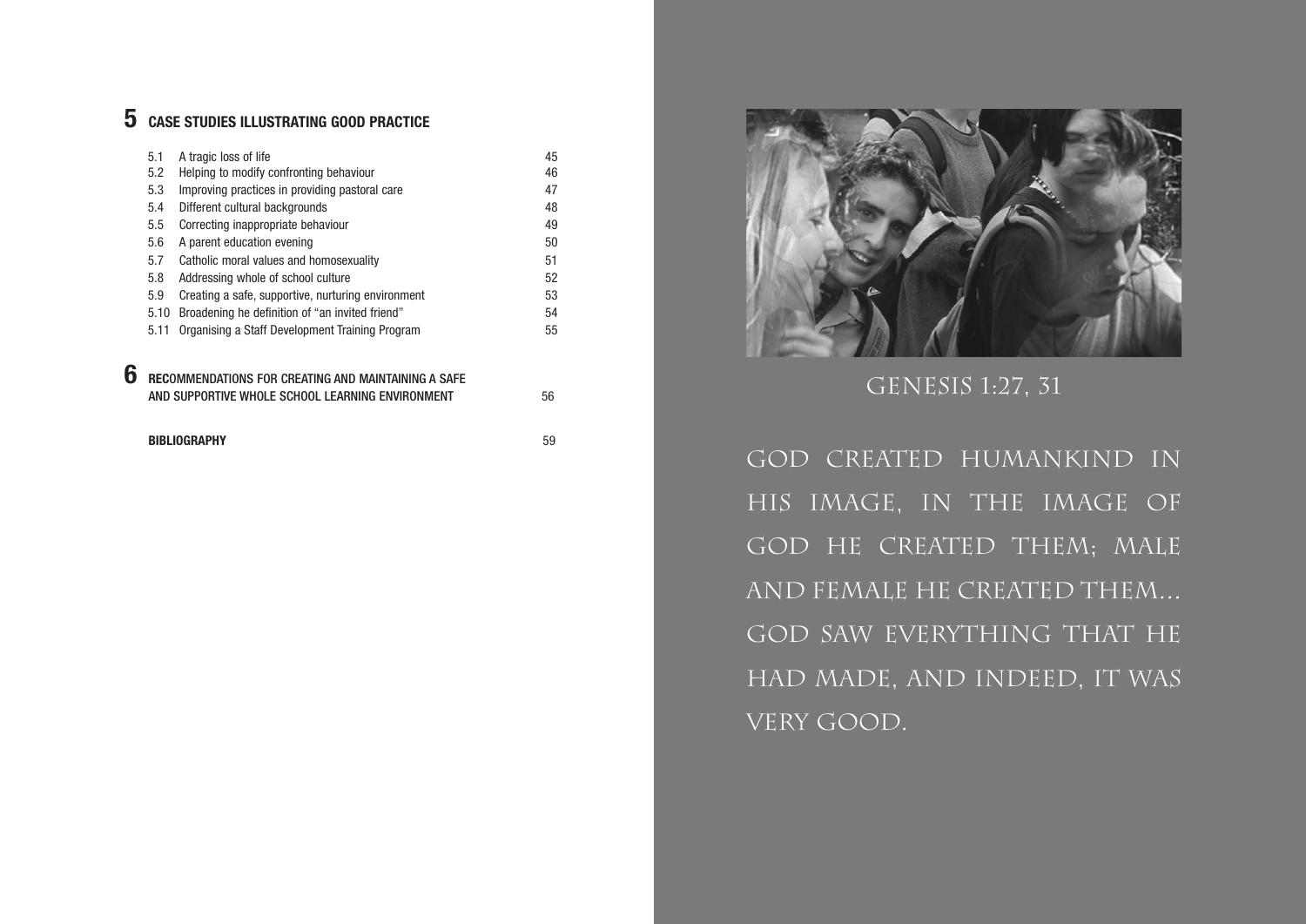## 5 CASE STUDIES ILLUSTRATING GOOD PRACTICE

| | | |
|---|---|---|
| 5.1 | A tragic loss of life | 45 |
| 5.2 | Helping to modify confronting behaviour | 46 |
| 5.3 | Improving practices in providing pastoral care | 47 |
| 5.4 | Different cultural backgrounds | 48 |
| 5.5 | Correcting inappropriate behaviour | 49 |
| 5.6 | A parent education evening | 50 |
| 5.7 | Catholic moral values and homosexuality | 51 |
| 5.8 | Addressing whole of school culture | 52 |
| 5.9 | Creating a safe, supportive, nurturing environment | 53 |
| 5.10 | Broadening he definition of "an invited friend" | 54 |
| 5.11 | Organising a Staff Development Training Program | 55 |

## 6 RECOMMENDATIONS FOR CREATING AND MAINTAINING A SAFE AND SUPPORTIVE WHOLE SCHOOL LEARNING ENVIRONMENT 56

**BIBLIOGRAPHY** 59

GENESIS 1:27, 31

GOD CREATED HUMANKIND IN HIS IMAGE, IN THE IMAGE OF GOD HE CREATED THEM; MALE AND FEMALE HE CREATED THEM... GOD SAW EVERYTHING THAT HE HAD MADE, AND INDEED, IT WAS VERY GOOD.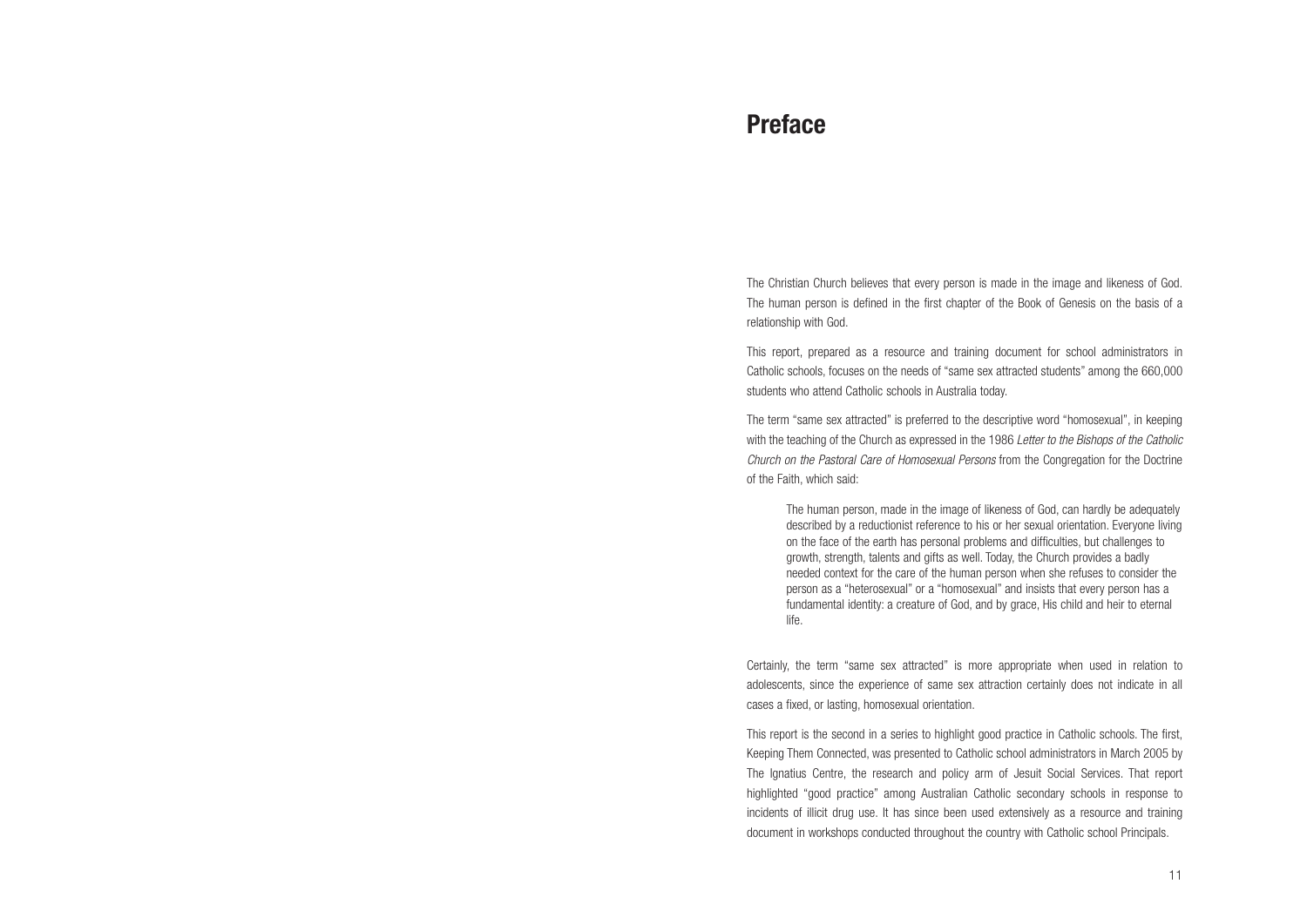# Preface

The Christian Church believes that every person is made in the image and likeness of God. The human person is defined in the first chapter of the Book of Genesis on the basis of a relationship with God.

This report, prepared as a resource and training document for school administrators in Catholic schools, focuses on the needs of "same sex attracted students" among the 660,000 students who attend Catholic schools in Australia today.

The term "same sex attracted" is preferred to the descriptive word "homosexual", in keeping with the teaching of the Church as expressed in the 1986 *Letter to the Bishops of the Catholic Church on the Pastoral Care of Homosexual Persons* from the Congregation for the Doctrine of the Faith, which said:

> The human person, made in the image of likeness of God, can hardly be adequately described by a reductionist reference to his or her sexual orientation. Everyone living on the face of the earth has personal problems and difficulties, but challenges to growth, strength, talents and gifts as well. Today, the Church provides a badly needed context for the care of the human person when she refuses to consider the person as a "heterosexual" or a "homosexual" and insists that every person has a fundamental identity: a creature of God, and by grace, His child and heir to eternal life.

Certainly, the term "same sex attracted" is more appropriate when used in relation to adolescents, since the experience of same sex attraction certainly does not indicate in all cases a fixed, or lasting, homosexual orientation.

This report is the second in a series to highlight good practice in Catholic schools. The first, Keeping Them Connected, was presented to Catholic school administrators in March 2005 by The Ignatius Centre, the research and policy arm of Jesuit Social Services. That report highlighted "good practice" among Australian Catholic secondary schools in response to incidents of illicit drug use. It has since been used extensively as a resource and training document in workshops conducted throughout the country with Catholic school Principals.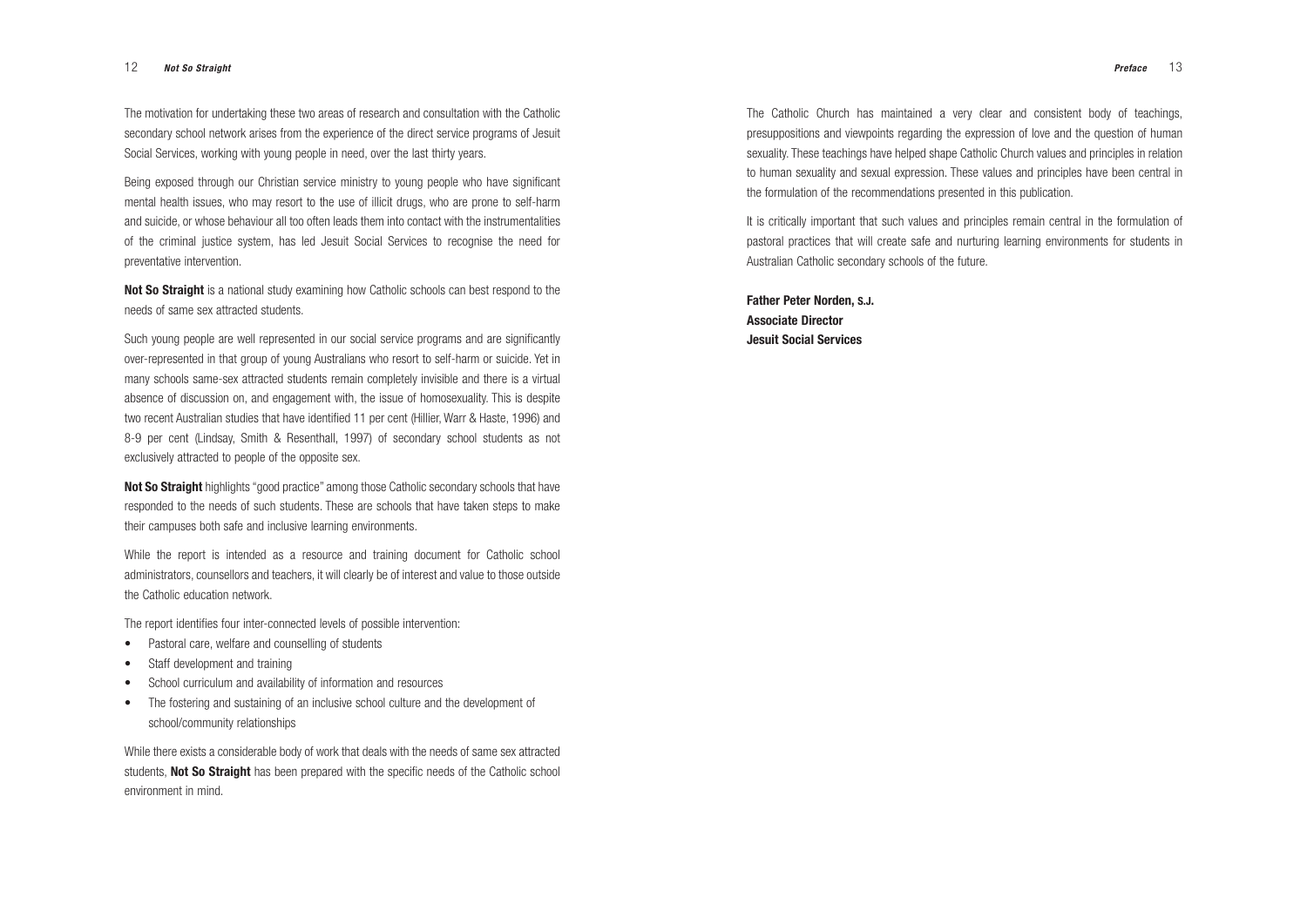The motivation for undertaking these two areas of research and consultation with the Catholic secondary school network arises from the experience of the direct service programs of Jesuit Social Services, working with young people in need, over the last thirty years.

Being exposed through our Christian service ministry to young people who have significant mental health issues, who may resort to the use of illicit drugs, who are prone to self-harm and suicide, or whose behaviour all too often leads them into contact with the instrumentalities of the criminal justice system, has led Jesuit Social Services to recognise the need for preventative intervention.

**Not So Straight** is a national study examining how Catholic schools can best respond to the needs of same sex attracted students.

Such young people are well represented in our social service programs and are significantly over-represented in that group of young Australians who resort to self-harm or suicide. Yet in many schools same-sex attracted students remain completely invisible and there is a virtual absence of discussion on, and engagement with, the issue of homosexuality. This is despite two recent Australian studies that have identified 11 per cent (Hillier, Warr & Haste, 1996) and 8-9 per cent (Lindsay, Smith & Resenthall, 1997) of secondary school students as not exclusively attracted to people of the opposite sex.

**Not So Straight** highlights "good practice" among those Catholic secondary schools that have responded to the needs of such students. These are schools that have taken steps to make their campuses both safe and inclusive learning environments.

While the report is intended as a resource and training document for Catholic school administrators, counsellors and teachers, it will clearly be of interest and value to those outside the Catholic education network.

The report identifies four inter-connected levels of possible intervention:

- Pastoral care, welfare and counselling of students
- Staff development and training
- School curriculum and availability of information and resources
- The fostering and sustaining of an inclusive school culture and the development of school/community relationships

While there exists a considerable body of work that deals with the needs of same sex attracted students, **Not So Straight** has been prepared with the specific needs of the Catholic school environment in mind.

The Catholic Church has maintained a very clear and consistent body of teachings, presuppositions and viewpoints regarding the expression of love and the question of human sexuality. These teachings have helped shape Catholic Church values and principles in relation to human sexuality and sexual expression. These values and principles have been central in the formulation of the recommendations presented in this publication.

It is critically important that such values and principles remain central in the formulation of pastoral practices that will create safe and nurturing learning environments for students in Australian Catholic secondary schools of the future.

**Father Peter Norden, S.J.**
**Associate Director**
**Jesuit Social Services**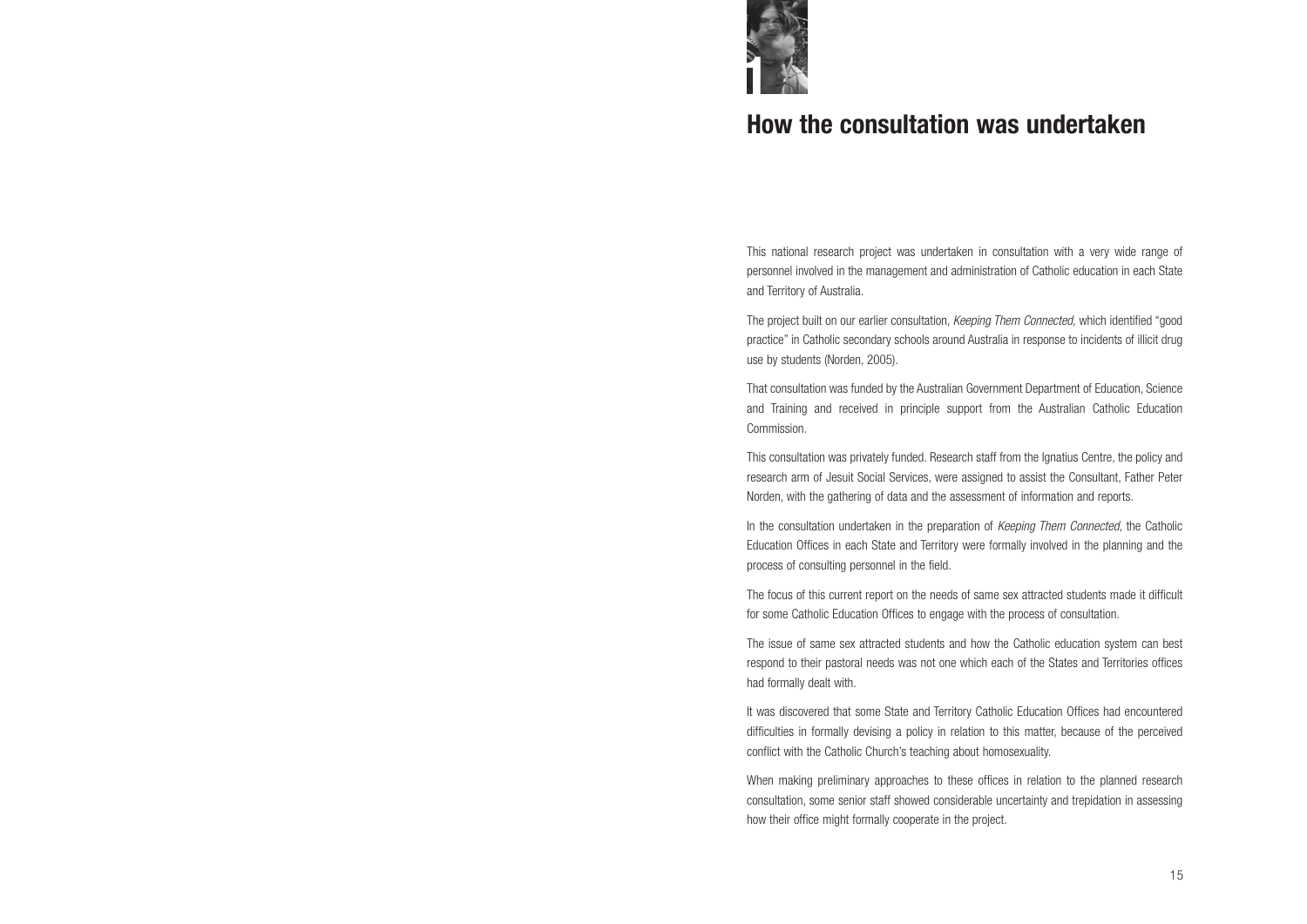# 1

## How the consultation was undertaken

This national research project was undertaken in consultation with a very wide range of personnel involved in the management and administration of Catholic education in each State and Territory of Australia.

The project built on our earlier consultation, *Keeping Them Connected*, which identified "good practice" in Catholic secondary schools around Australia in response to incidents of illicit drug use by students (Norden, 2005).

That consultation was funded by the Australian Government Department of Education, Science and Training and received in principle support from the Australian Catholic Education Commission.

This consultation was privately funded. Research staff from the Ignatius Centre, the policy and research arm of Jesuit Social Services, were assigned to assist the Consultant, Father Peter Norden, with the gathering of data and the assessment of information and reports.

In the consultation undertaken in the preparation of *Keeping Them Connected*, the Catholic Education Offices in each State and Territory were formally involved in the planning and the process of consulting personnel in the field.

The focus of this current report on the needs of same sex attracted students made it difficult for some Catholic Education Offices to engage with the process of consultation.

The issue of same sex attracted students and how the Catholic education system can best respond to their pastoral needs was not one which each of the States and Territories offices had formally dealt with.

It was discovered that some State and Territory Catholic Education Offices had encountered difficulties in formally devising a policy in relation to this matter, because of the perceived conflict with the Catholic Church's teaching about homosexuality.

When making preliminary approaches to these offices in relation to the planned research consultation, some senior staff showed considerable uncertainty and trepidation in assessing how their office might formally cooperate in the project.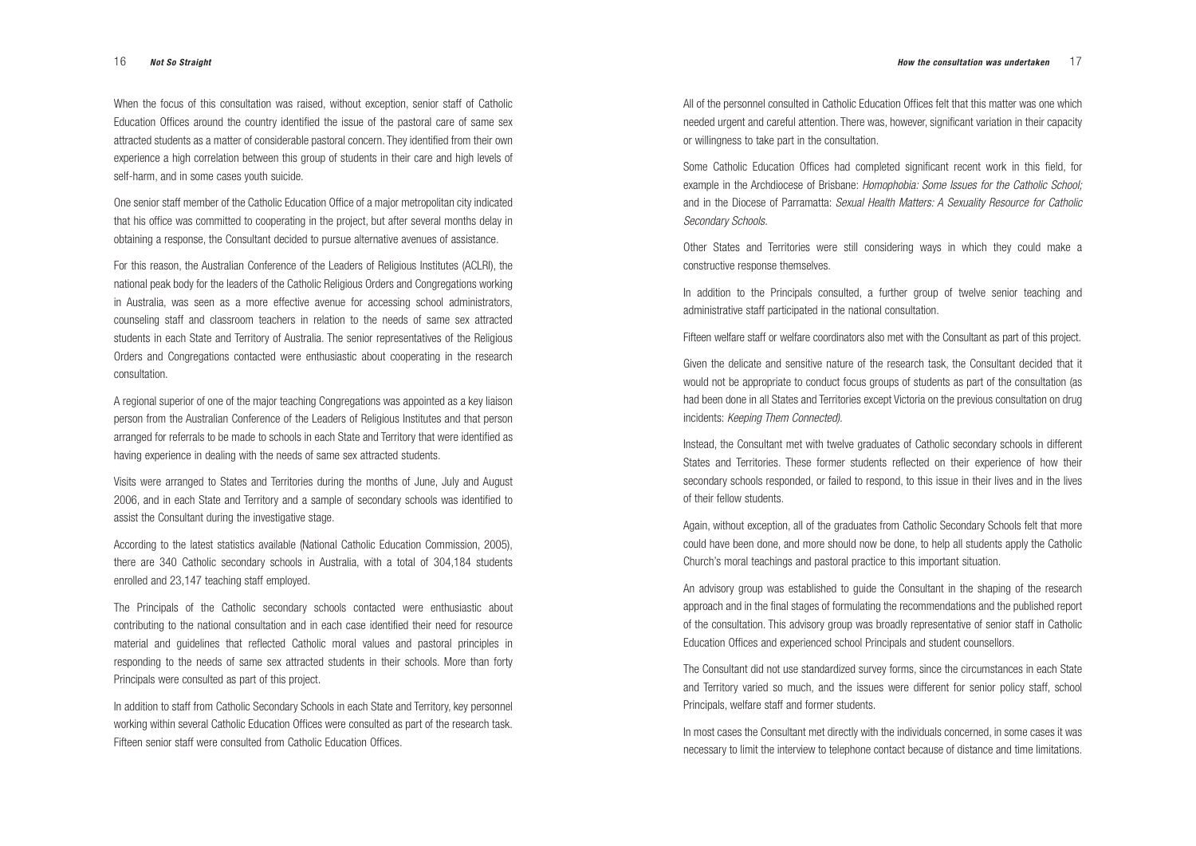When the focus of this consultation was raised, without exception, senior staff of Catholic Education Offices around the country identified the issue of the pastoral care of same sex attracted students as a matter of considerable pastoral concern. They identified from their own experience a high correlation between this group of students in their care and high levels of self-harm, and in some cases youth suicide.

One senior staff member of the Catholic Education Office of a major metropolitan city indicated that his office was committed to cooperating in the project, but after several months delay in obtaining a response, the Consultant decided to pursue alternative avenues of assistance.

For this reason, the Australian Conference of the Leaders of Religious Institutes (ACLRI), the national peak body for the leaders of the Catholic Religious Orders and Congregations working in Australia, was seen as a more effective avenue for accessing school administrators, counseling staff and classroom teachers in relation to the needs of same sex attracted students in each State and Territory of Australia. The senior representatives of the Religious Orders and Congregations contacted were enthusiastic about cooperating in the research consultation.

A regional superior of one of the major teaching Congregations was appointed as a key liaison person from the Australian Conference of the Leaders of Religious Institutes and that person arranged for referrals to be made to schools in each State and Territory that were identified as having experience in dealing with the needs of same sex attracted students.

Visits were arranged to States and Territories during the months of June, July and August 2006, and in each State and Territory and a sample of secondary schools was identified to assist the Consultant during the investigative stage.

According to the latest statistics available (National Catholic Education Commission, 2005), there are 340 Catholic secondary schools in Australia, with a total of 304,184 students enrolled and 23,147 teaching staff employed.

The Principals of the Catholic secondary schools contacted were enthusiastic about contributing to the national consultation and in each case identified their need for resource material and guidelines that reflected Catholic moral values and pastoral principles in responding to the needs of same sex attracted students in their schools. More than forty Principals were consulted as part of this project.

In addition to staff from Catholic Secondary Schools in each State and Territory, key personnel working within several Catholic Education Offices were consulted as part of the research task. Fifteen senior staff were consulted from Catholic Education Offices.

All of the personnel consulted in Catholic Education Offices felt that this matter was one which needed urgent and careful attention. There was, however, significant variation in their capacity or willingness to take part in the consultation.

Some Catholic Education Offices had completed significant recent work in this field, for example in the Archdiocese of Brisbane: *Homophobia: Some Issues for the Catholic School;* and in the Diocese of Parramatta: *Sexual Health Matters: A Sexuality Resource for Catholic Secondary Schools.*

Other States and Territories were still considering ways in which they could make a constructive response themselves.

In addition to the Principals consulted, a further group of twelve senior teaching and administrative staff participated in the national consultation.

Fifteen welfare staff or welfare coordinators also met with the Consultant as part of this project.

Given the delicate and sensitive nature of the research task, the Consultant decided that it would not be appropriate to conduct focus groups of students as part of the consultation (as had been done in all States and Territories except Victoria on the previous consultation on drug incidents: *Keeping Them Connected).*

Instead, the Consultant met with twelve graduates of Catholic secondary schools in different States and Territories. These former students reflected on their experience of how their secondary schools responded, or failed to respond, to this issue in their lives and in the lives of their fellow students.

Again, without exception, all of the graduates from Catholic Secondary Schools felt that more could have been done, and more should now be done, to help all students apply the Catholic Church's moral teachings and pastoral practice to this important situation.

An advisory group was established to guide the Consultant in the shaping of the research approach and in the final stages of formulating the recommendations and the published report of the consultation. This advisory group was broadly representative of senior staff in Catholic Education Offices and experienced school Principals and student counsellors.

The Consultant did not use standardized survey forms, since the circumstances in each State and Territory varied so much, and the issues were different for senior policy staff, school Principals, welfare staff and former students.

In most cases the Consultant met directly with the individuals concerned, in some cases it was necessary to limit the interview to telephone contact because of distance and time limitations.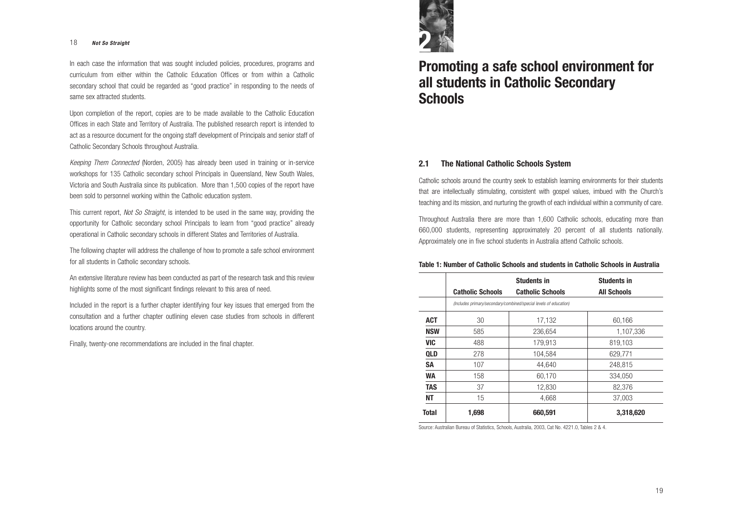In each case the information that was sought included policies, procedures, programs and curriculum from either within the Catholic Education Offices or from within a Catholic secondary school that could be regarded as "good practice" in responding to the needs of same sex attracted students.

Upon completion of the report, copies are to be made available to the Catholic Education Offices in each State and Territory of Australia. The published research report is intended to act as a resource document for the ongoing staff development of Principals and senior staff of Catholic Secondary Schools throughout Australia.

*Keeping Them Connected* (Norden, 2005) has already been used in training or in-service workshops for 135 Catholic secondary school Principals in Queensland, New South Wales, Victoria and South Australia since its publication. More than 1,500 copies of the report have been sold to personnel working within the Catholic education system.

This current report, *Not So Straight*, is intended to be used in the same way, providing the opportunity for Catholic secondary school Principals to learn from "good practice" already operational in Catholic secondary schools in different States and Territories of Australia.

The following chapter will address the challenge of how to promote a safe school environment for all students in Catholic secondary schools.

An extensive literature review has been conducted as part of the research task and this review highlights some of the most significant findings relevant to this area of need.

Included in the report is a further chapter identifying four key issues that emerged from the consultation and a further chapter outlining eleven case studies from schools in different locations around the country.

Finally, twenty-one recommendations are included in the final chapter.

# 2 Promoting a safe school environment for all students in Catholic Secondary Schools

## 2.1 The National Catholic Schools System

Catholic schools around the country seek to establish learning environments for their students that are intellectually stimulating, consistent with gospel values, imbued with the Church's teaching and its mission, and nurturing the growth of each individual within a community of care.

Throughout Australia there are more than 1,600 Catholic schools, educating more than 660,000 students, representing approximately 20 percent of all students nationally. Approximately one in five school students in Australia attend Catholic schools.

**Table 1: Number of Catholic Schools and students in Catholic Schools in Australia**

| | Catholic Schools | Students in Catholic Schools | Students in All Schools |
|---|---|---|---|
| | *(Includes primary/secondary/combined/special levels of education)* | | |
| **ACT** | 30 | 17,132 | 60,166 |
| **NSW** | 585 | 236,654 | 1,107,336 |
| **VIC** | 488 | 179,913 | 819,103 |
| **QLD** | 278 | 104,584 | 629,771 |
| **SA** | 107 | 44,640 | 248,815 |
| **WA** | 158 | 60,170 | 334,050 |
| **TAS** | 37 | 12,830 | 82,376 |
| **NT** | 15 | 4,668 | 37,003 |
| **Total** | **1,698** | **660,591** | **3,318,620** |

Source: Australian Bureau of Statistics, Schools, Australia, 2003, Cat No. 4221.0, Tables 2 & 4.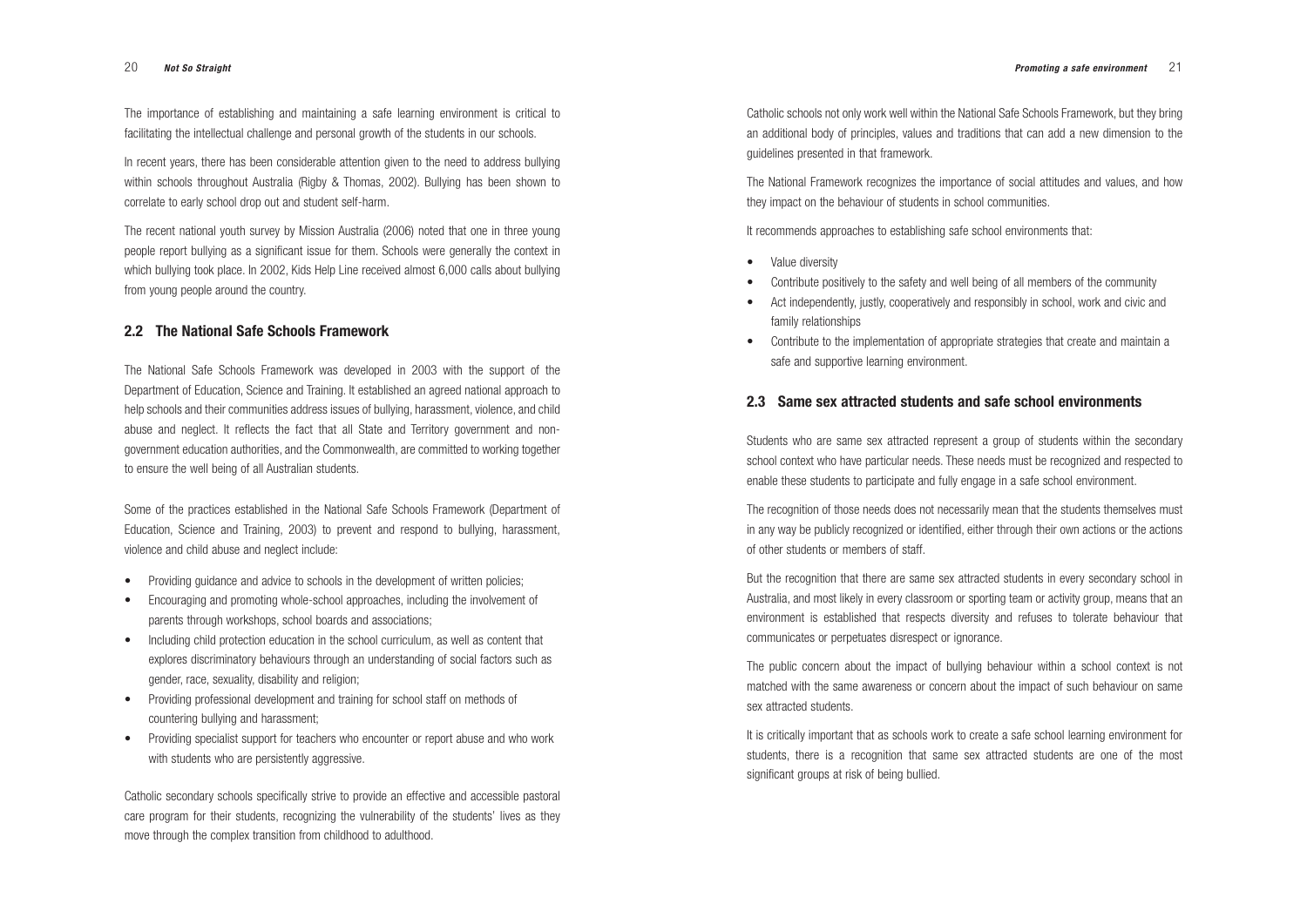The importance of establishing and maintaining a safe learning environment is critical to facilitating the intellectual challenge and personal growth of the students in our schools.

In recent years, there has been considerable attention given to the need to address bullying within schools throughout Australia (Rigby & Thomas, 2002). Bullying has been shown to correlate to early school drop out and student self-harm.

The recent national youth survey by Mission Australia (2006) noted that one in three young people report bullying as a significant issue for them. Schools were generally the context in which bullying took place. In 2002, Kids Help Line received almost 6,000 calls about bullying from young people around the country.

## 2.2 The National Safe Schools Framework

The National Safe Schools Framework was developed in 2003 with the support of the Department of Education, Science and Training. It established an agreed national approach to help schools and their communities address issues of bullying, harassment, violence, and child abuse and neglect. It reflects the fact that all State and Territory government and non-government education authorities, and the Commonwealth, are committed to working together to ensure the well being of all Australian students.

Some of the practices established in the National Safe Schools Framework (Department of Education, Science and Training, 2003) to prevent and respond to bullying, harassment, violence and child abuse and neglect include:

- Providing guidance and advice to schools in the development of written policies;
- Encouraging and promoting whole-school approaches, including the involvement of parents through workshops, school boards and associations;
- Including child protection education in the school curriculum, as well as content that explores discriminatory behaviours through an understanding of social factors such as gender, race, sexuality, disability and religion;
- Providing professional development and training for school staff on methods of countering bullying and harassment;
- Providing specialist support for teachers who encounter or report abuse and who work with students who are persistently aggressive.

Catholic secondary schools specifically strive to provide an effective and accessible pastoral care program for their students, recognizing the vulnerability of the students' lives as they move through the complex transition from childhood to adulthood.

Catholic schools not only work well within the National Safe Schools Framework, but they bring an additional body of principles, values and traditions that can add a new dimension to the guidelines presented in that framework.

The National Framework recognizes the importance of social attitudes and values, and how they impact on the behaviour of students in school communities.

It recommends approaches to establishing safe school environments that:

- Value diversity
- Contribute positively to the safety and well being of all members of the community
- Act independently, justly, cooperatively and responsibly in school, work and civic and family relationships
- Contribute to the implementation of appropriate strategies that create and maintain a safe and supportive learning environment.

## 2.3 Same sex attracted students and safe school environments

Students who are same sex attracted represent a group of students within the secondary school context who have particular needs. These needs must be recognized and respected to enable these students to participate and fully engage in a safe school environment.

The recognition of those needs does not necessarily mean that the students themselves must in any way be publicly recognized or identified, either through their own actions or the actions of other students or members of staff.

But the recognition that there are same sex attracted students in every secondary school in Australia, and most likely in every classroom or sporting team or activity group, means that an environment is established that respects diversity and refuses to tolerate behaviour that communicates or perpetuates disrespect or ignorance.

The public concern about the impact of bullying behaviour within a school context is not matched with the same awareness or concern about the impact of such behaviour on same sex attracted students.

It is critically important that as schools work to create a safe school learning environment for students, there is a recognition that same sex attracted students are one of the most significant groups at risk of being bullied.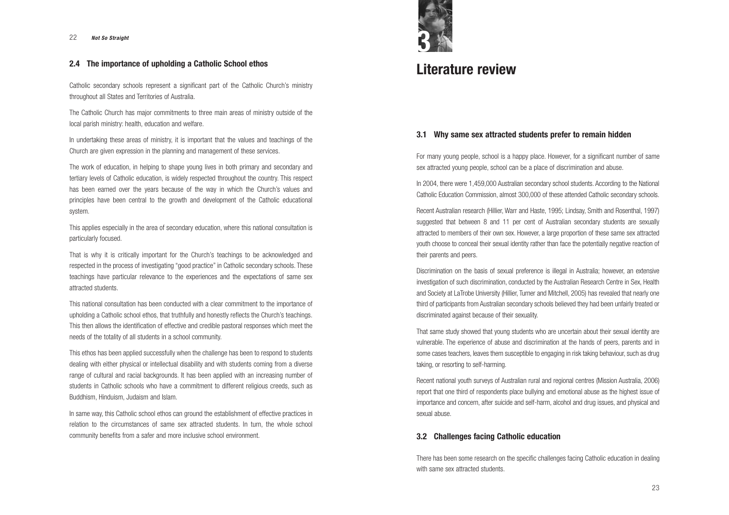## 2.4 The importance of upholding a Catholic School ethos

Catholic secondary schools represent a significant part of the Catholic Church's ministry throughout all States and Territories of Australia.

The Catholic Church has major commitments to three main areas of ministry outside of the local parish ministry: health, education and welfare.

In undertaking these areas of ministry, it is important that the values and teachings of the Church are given expression in the planning and management of these services.

The work of education, in helping to shape young lives in both primary and secondary and tertiary levels of Catholic education, is widely respected throughout the country. This respect has been earned over the years because of the way in which the Church's values and principles have been central to the growth and development of the Catholic educational system.

This applies especially in the area of secondary education, where this national consultation is particularly focused.

That is why it is critically important for the Church's teachings to be acknowledged and respected in the process of investigating "good practice" in Catholic secondary schools. These teachings have particular relevance to the experiences and the expectations of same sex attracted students.

This national consultation has been conducted with a clear commitment to the importance of upholding a Catholic school ethos, that truthfully and honestly reflects the Church's teachings. This then allows the identification of effective and credible pastoral responses which meet the needs of the totality of all students in a school community.

This ethos has been applied successfully when the challenge has been to respond to students dealing with either physical or intellectual disability and with students coming from a diverse range of cultural and racial backgrounds. It has been applied with an increasing number of students in Catholic schools who have a commitment to different religious creeds, such as Buddhism, Hinduism, Judaism and Islam.

In same way, this Catholic school ethos can ground the establishment of effective practices in relation to the circumstances of same sex attracted students. In turn, the whole school community benefits from a safer and more inclusive school environment.

# 3 Literature review

## 3.1 Why same sex attracted students prefer to remain hidden

For many young people, school is a happy place. However, for a significant number of same sex attracted young people, school can be a place of discrimination and abuse.

In 2004, there were 1,459,000 Australian secondary school students. According to the National Catholic Education Commission, almost 300,000 of these attended Catholic secondary schools.

Recent Australian research (Hillier, Warr and Haste, 1995; Lindsay, Smith and Rosenthal, 1997) suggested that between 8 and 11 per cent of Australian secondary students are sexually attracted to members of their own sex. However, a large proportion of these same sex attracted youth choose to conceal their sexual identity rather than face the potentially negative reaction of their parents and peers.

Discrimination on the basis of sexual preference is illegal in Australia; however, an extensive investigation of such discrimination, conducted by the Australian Research Centre in Sex, Health and Society at LaTrobe University (Hillier, Turner and Mitchell, 2005) has revealed that nearly one third of participants from Australian secondary schools believed they had been unfairly treated or discriminated against because of their sexuality.

That same study showed that young students who are uncertain about their sexual identity are vulnerable. The experience of abuse and discrimination at the hands of peers, parents and in some cases teachers, leaves them susceptible to engaging in risk taking behaviour, such as drug taking, or resorting to self-harming.

Recent national youth surveys of Australian rural and regional centres (Mission Australia, 2006) report that one third of respondents place bullying and emotional abuse as the highest issue of importance and concern, after suicide and self-harm, alcohol and drug issues, and physical and sexual abuse.

## 3.2 Challenges facing Catholic education

There has been some research on the specific challenges facing Catholic education in dealing with same sex attracted students.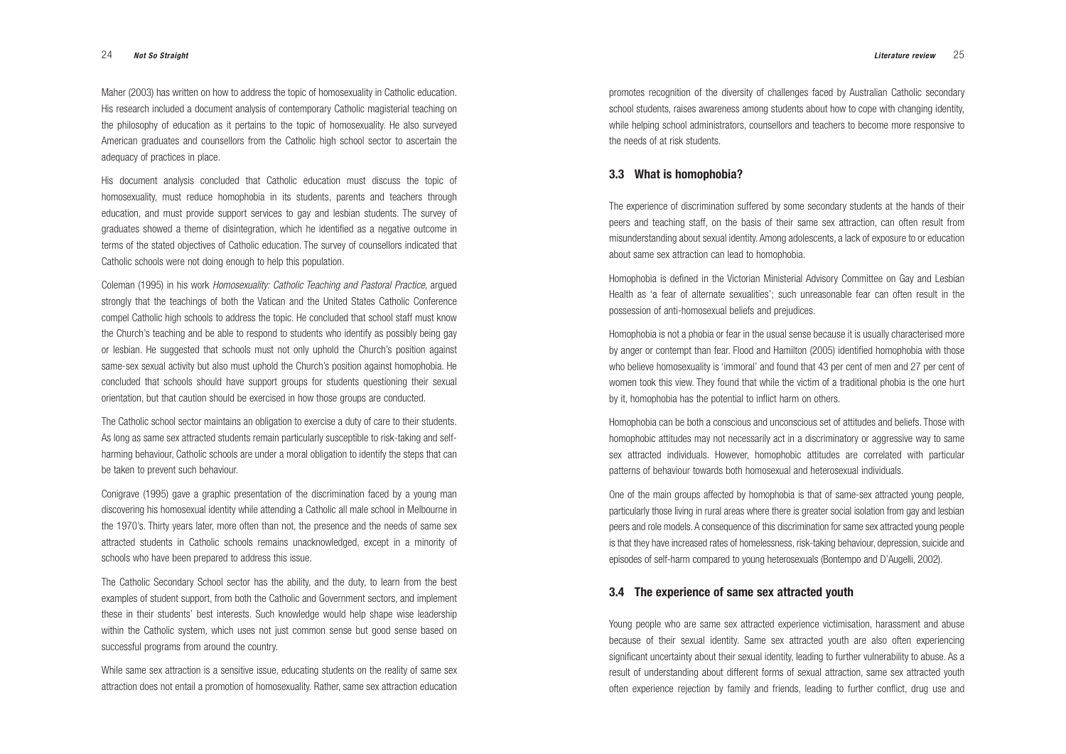Maher (2003) has written on how to address the topic of homosexuality in Catholic education. His research included a document analysis of contemporary Catholic magisterial teaching on the philosophy of education as it pertains to the topic of homosexuality. He also surveyed American graduates and counsellors from the Catholic high school sector to ascertain the adequacy of practices in place.

His document analysis concluded that Catholic education must discuss the topic of homosexuality, must reduce homophobia in its students, parents and teachers through education, and must provide support services to gay and lesbian students. The survey of graduates showed a theme of disintegration, which he identified as a negative outcome in terms of the stated objectives of Catholic education. The survey of counsellors indicated that Catholic schools were not doing enough to help this population.

Coleman (1995) in his work *Homosexuality: Catholic Teaching and Pastoral Practice*, argued strongly that the teachings of both the Vatican and the United States Catholic Conference compel Catholic high schools to address the topic. He concluded that school staff must know the Church's teaching and be able to respond to students who identify as possibly being gay or lesbian. He suggested that schools must not only uphold the Church's position against same-sex sexual activity but also must uphold the Church's position against homophobia. He concluded that schools should have support groups for students questioning their sexual orientation, but that caution should be exercised in how those groups are conducted.

The Catholic school sector maintains an obligation to exercise a duty of care to their students. As long as same sex attracted students remain particularly susceptible to risk-taking and self-harming behaviour, Catholic schools are under a moral obligation to identify the steps that can be taken to prevent such behaviour.

Conigrave (1995) gave a graphic presentation of the discrimination faced by a young man discovering his homosexual identity while attending a Catholic all male school in Melbourne in the 1970's. Thirty years later, more often than not, the presence and the needs of same sex attracted students in Catholic schools remains unacknowledged, except in a minority of schools who have been prepared to address this issue.

The Catholic Secondary School sector has the ability, and the duty, to learn from the best examples of student support, from both the Catholic and Government sectors, and implement these in their students' best interests. Such knowledge would help shape wise leadership within the Catholic system, which uses not just common sense but good sense based on successful programs from around the country.

While same sex attraction is a sensitive issue, educating students on the reality of same sex attraction does not entail a promotion of homosexuality. Rather, same sex attraction education promotes recognition of the diversity of challenges faced by Australian Catholic secondary school students, raises awareness among students about how to cope with changing identity, while helping school administrators, counsellors and teachers to become more responsive to the needs of at risk students.

### 3.3 What is homophobia?

The experience of discrimination suffered by some secondary students at the hands of their peers and teaching staff, on the basis of their same sex attraction, can often result from misunderstanding about sexual identity. Among adolescents, a lack of exposure to or education about same sex attraction can lead to homophobia.

Homophobia is defined in the Victorian Ministerial Advisory Committee on Gay and Lesbian Health as 'a fear of alternate sexualities'; such unreasonable fear can often result in the possession of anti-homosexual beliefs and prejudices.

Homophobia is not a phobia or fear in the usual sense because it is usually characterised more by anger or contempt than fear. Flood and Hamilton (2005) identified homophobia with those who believe homosexuality is 'immoral' and found that 43 per cent of men and 27 per cent of women took this view. They found that while the victim of a traditional phobia is the one hurt by it, homophobia has the potential to inflict harm on others.

Homophobia can be both a conscious and unconscious set of attitudes and beliefs. Those with homophobic attitudes may not necessarily act in a discriminatory or aggressive way to same sex attracted individuals. However, homophobic attitudes are correlated with particular patterns of behaviour towards both homosexual and heterosexual individuals.

One of the main groups affected by homophobia is that of same-sex attracted young people, particularly those living in rural areas where there is greater social isolation from gay and lesbian peers and role models. A consequence of this discrimination for same sex attracted young people is that they have increased rates of homelessness, risk-taking behaviour, depression, suicide and episodes of self-harm compared to young heterosexuals (Bontempo and D'Augelli, 2002).

### 3.4 The experience of same sex attracted youth

Young people who are same sex attracted experience victimisation, harassment and abuse because of their sexual identity. Same sex attracted youth are also often experiencing significant uncertainty about their sexual identity, leading to further vulnerability to abuse. As a result of understanding about different forms of sexual attraction, same sex attracted youth often experience rejection by family and friends, leading to further conflict, drug use and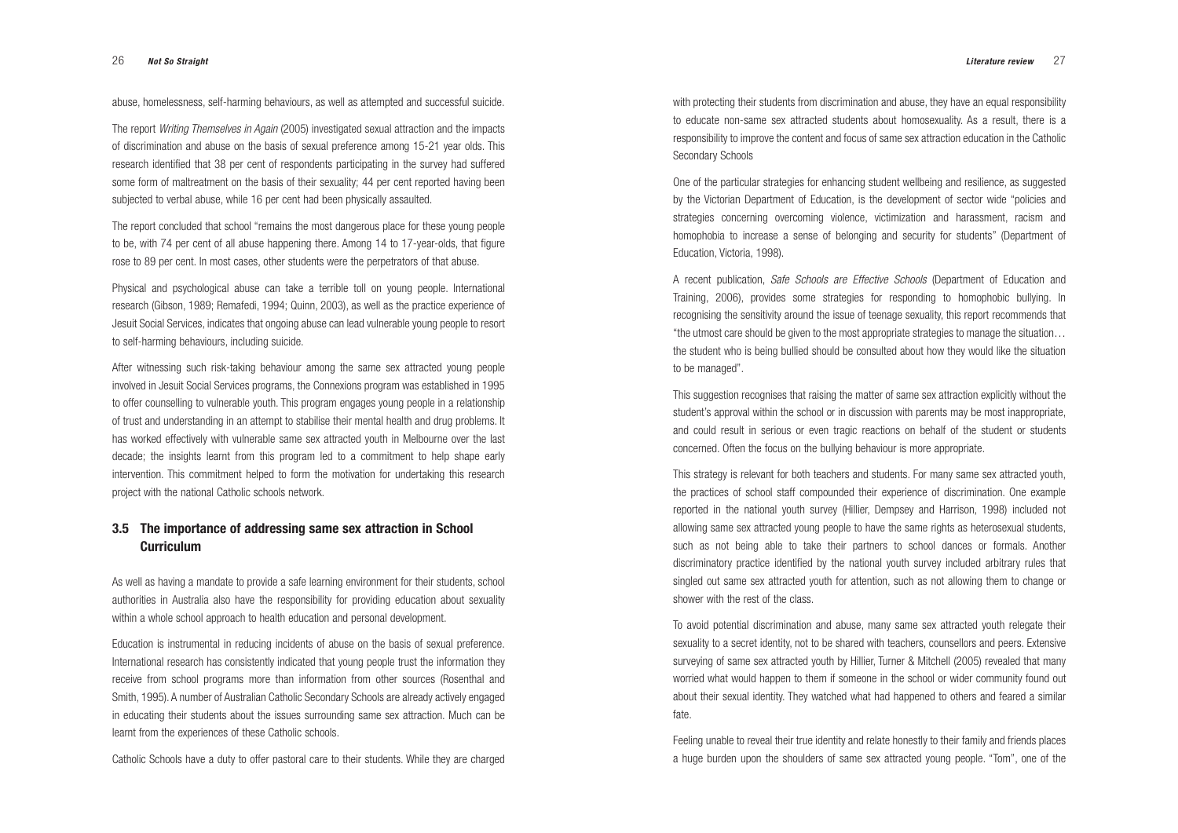abuse, homelessness, self-harming behaviours, as well as attempted and successful suicide.

The report *Writing Themselves in Again* (2005) investigated sexual attraction and the impacts of discrimination and abuse on the basis of sexual preference among 15-21 year olds. This research identified that 38 per cent of respondents participating in the survey had suffered some form of maltreatment on the basis of their sexuality; 44 per cent reported having been subjected to verbal abuse, while 16 per cent had been physically assaulted.

The report concluded that school "remains the most dangerous place for these young people to be, with 74 per cent of all abuse happening there. Among 14 to 17-year-olds, that figure rose to 89 per cent. In most cases, other students were the perpetrators of that abuse.

Physical and psychological abuse can take a terrible toll on young people. International research (Gibson, 1989; Remafedi, 1994; Quinn, 2003), as well as the practice experience of Jesuit Social Services, indicates that ongoing abuse can lead vulnerable young people to resort to self-harming behaviours, including suicide.

After witnessing such risk-taking behaviour among the same sex attracted young people involved in Jesuit Social Services programs, the Connexions program was established in 1995 to offer counselling to vulnerable youth. This program engages young people in a relationship of trust and understanding in an attempt to stabilise their mental health and drug problems. It has worked effectively with vulnerable same sex attracted youth in Melbourne over the last decade; the insights learnt from this program led to a commitment to help shape early intervention. This commitment helped to form the motivation for undertaking this research project with the national Catholic schools network.

## 3.5 The importance of addressing same sex attraction in School Curriculum

As well as having a mandate to provide a safe learning environment for their students, school authorities in Australia also have the responsibility for providing education about sexuality within a whole school approach to health education and personal development.

Education is instrumental in reducing incidents of abuse on the basis of sexual preference. International research has consistently indicated that young people trust the information they receive from school programs more than information from other sources (Rosenthal and Smith, 1995). A number of Australian Catholic Secondary Schools are already actively engaged in educating their students about the issues surrounding same sex attraction. Much can be learnt from the experiences of these Catholic schools.

Catholic Schools have a duty to offer pastoral care to their students. While they are charged with protecting their students from discrimination and abuse, they have an equal responsibility to educate non-same sex attracted students about homosexuality. As a result, there is a responsibility to improve the content and focus of same sex attraction education in the Catholic Secondary Schools

One of the particular strategies for enhancing student wellbeing and resilience, as suggested by the Victorian Department of Education, is the development of sector wide "policies and strategies concerning overcoming violence, victimization and harassment, racism and homophobia to increase a sense of belonging and security for students" (Department of Education, Victoria, 1998).

A recent publication, *Safe Schools are Effective Schools* (Department of Education and Training, 2006), provides some strategies for responding to homophobic bullying. In recognising the sensitivity around the issue of teenage sexuality, this report recommends that "the utmost care should be given to the most appropriate strategies to manage the situation… the student who is being bullied should be consulted about how they would like the situation to be managed".

This suggestion recognises that raising the matter of same sex attraction explicitly without the student's approval within the school or in discussion with parents may be most inappropriate, and could result in serious or even tragic reactions on behalf of the student or students concerned. Often the focus on the bullying behaviour is more appropriate.

This strategy is relevant for both teachers and students. For many same sex attracted youth, the practices of school staff compounded their experience of discrimination. One example reported in the national youth survey (Hillier, Dempsey and Harrison, 1998) included not allowing same sex attracted young people to have the same rights as heterosexual students, such as not being able to take their partners to school dances or formals. Another discriminatory practice identified by the national youth survey included arbitrary rules that singled out same sex attracted youth for attention, such as not allowing them to change or shower with the rest of the class.

To avoid potential discrimination and abuse, many same sex attracted youth relegate their sexuality to a secret identity, not to be shared with teachers, counsellors and peers. Extensive surveying of same sex attracted youth by Hillier, Turner & Mitchell (2005) revealed that many worried what would happen to them if someone in the school or wider community found out about their sexual identity. They watched what had happened to others and feared a similar fate.

Feeling unable to reveal their true identity and relate honestly to their family and friends places a huge burden upon the shoulders of same sex attracted young people. "Tom", one of the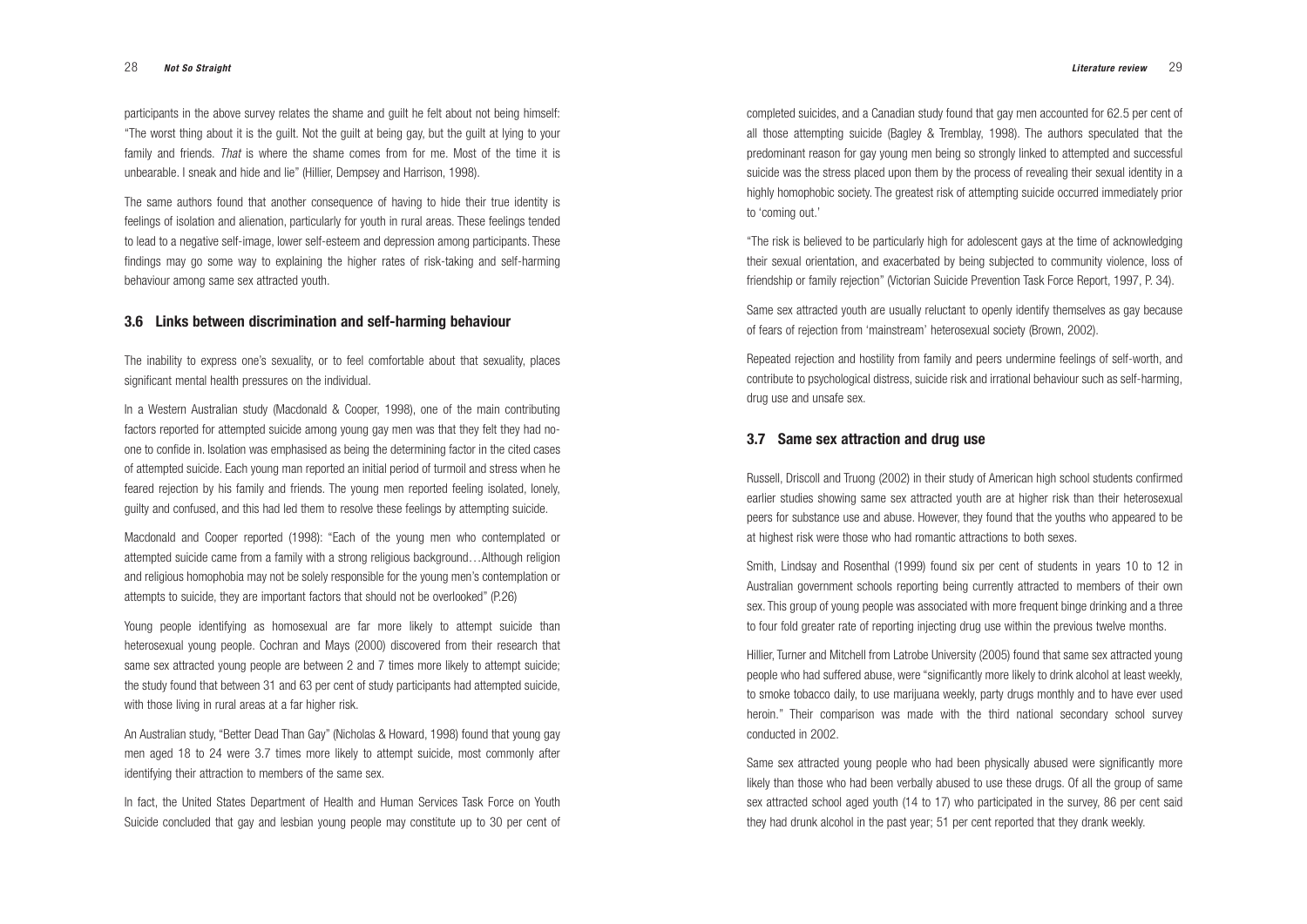participants in the above survey relates the shame and guilt he felt about not being himself: "The worst thing about it is the guilt. Not the guilt at being gay, but the guilt at lying to your family and friends. *That* is where the shame comes from for me. Most of the time it is unbearable. I sneak and hide and lie" (Hillier, Dempsey and Harrison, 1998).

The same authors found that another consequence of having to hide their true identity is feelings of isolation and alienation, particularly for youth in rural areas. These feelings tended to lead to a negative self-image, lower self-esteem and depression among participants. These findings may go some way to explaining the higher rates of risk-taking and self-harming behaviour among same sex attracted youth.

### 3.6 Links between discrimination and self-harming behaviour

The inability to express one's sexuality, or to feel comfortable about that sexuality, places significant mental health pressures on the individual.

In a Western Australian study (Macdonald & Cooper, 1998), one of the main contributing factors reported for attempted suicide among young gay men was that they felt they had no-one to confide in. Isolation was emphasised as being the determining factor in the cited cases of attempted suicide. Each young man reported an initial period of turmoil and stress when he feared rejection by his family and friends. The young men reported feeling isolated, lonely, guilty and confused, and this had led them to resolve these feelings by attempting suicide.

Macdonald and Cooper reported (1998): "Each of the young men who contemplated or attempted suicide came from a family with a strong religious background…Although religion and religious homophobia may not be solely responsible for the young men's contemplation or attempts to suicide, they are important factors that should not be overlooked" (P.26)

Young people identifying as homosexual are far more likely to attempt suicide than heterosexual young people. Cochran and Mays (2000) discovered from their research that same sex attracted young people are between 2 and 7 times more likely to attempt suicide; the study found that between 31 and 63 per cent of study participants had attempted suicide, with those living in rural areas at a far higher risk.

An Australian study, "Better Dead Than Gay" (Nicholas & Howard, 1998) found that young gay men aged 18 to 24 were 3.7 times more likely to attempt suicide, most commonly after identifying their attraction to members of the same sex.

In fact, the United States Department of Health and Human Services Task Force on Youth Suicide concluded that gay and lesbian young people may constitute up to 30 per cent of completed suicides, and a Canadian study found that gay men accounted for 62.5 per cent of all those attempting suicide (Bagley & Tremblay, 1998). The authors speculated that the predominant reason for gay young men being so strongly linked to attempted and successful suicide was the stress placed upon them by the process of revealing their sexual identity in a highly homophobic society. The greatest risk of attempting suicide occurred immediately prior to 'coming out.'

"The risk is believed to be particularly high for adolescent gays at the time of acknowledging their sexual orientation, and exacerbated by being subjected to community violence, loss of friendship or family rejection" (Victorian Suicide Prevention Task Force Report, 1997, P. 34).

Same sex attracted youth are usually reluctant to openly identify themselves as gay because of fears of rejection from 'mainstream' heterosexual society (Brown, 2002).

Repeated rejection and hostility from family and peers undermine feelings of self-worth, and contribute to psychological distress, suicide risk and irrational behaviour such as self-harming, drug use and unsafe sex.

### 3.7 Same sex attraction and drug use

Russell, Driscoll and Truong (2002) in their study of American high school students confirmed earlier studies showing same sex attracted youth are at higher risk than their heterosexual peers for substance use and abuse. However, they found that the youths who appeared to be at highest risk were those who had romantic attractions to both sexes.

Smith, Lindsay and Rosenthal (1999) found six per cent of students in years 10 to 12 in Australian government schools reporting being currently attracted to members of their own sex. This group of young people was associated with more frequent binge drinking and a three to four fold greater rate of reporting injecting drug use within the previous twelve months.

Hillier, Turner and Mitchell from Latrobe University (2005) found that same sex attracted young people who had suffered abuse, were "significantly more likely to drink alcohol at least weekly, to smoke tobacco daily, to use marijuana weekly, party drugs monthly and to have ever used heroin." Their comparison was made with the third national secondary school survey conducted in 2002.

Same sex attracted young people who had been physically abused were significantly more likely than those who had been verbally abused to use these drugs. Of all the group of same sex attracted school aged youth (14 to 17) who participated in the survey, 86 per cent said they had drunk alcohol in the past year; 51 per cent reported that they drank weekly.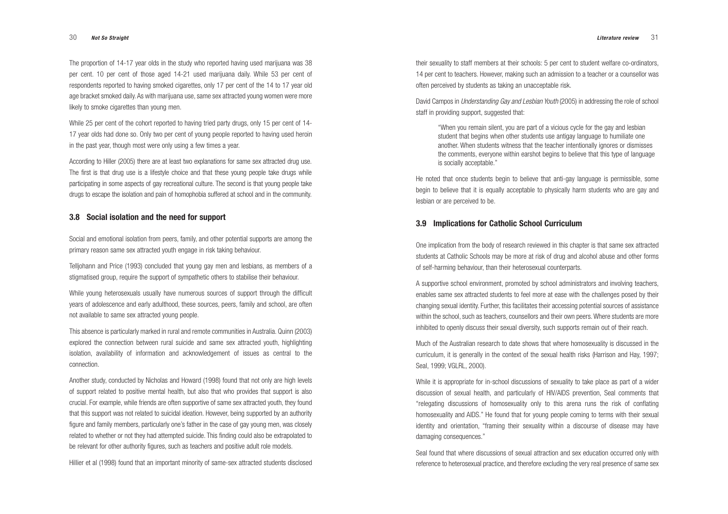The proportion of 14-17 year olds in the study who reported having used marijuana was 38 per cent. 10 per cent of those aged 14-21 used marijuana daily. While 53 per cent of respondents reported to having smoked cigarettes, only 17 per cent of the 14 to 17 year old age bracket smoked daily. As with marijuana use, same sex attracted young women were more likely to smoke cigarettes than young men.

While 25 per cent of the cohort reported to having tried party drugs, only 15 per cent of 14-17 year olds had done so. Only two per cent of young people reported to having used heroin in the past year, though most were only using a few times a year.

According to Hiller (2005) there are at least two explanations for same sex attracted drug use. The first is that drug use is a lifestyle choice and that these young people take drugs while participating in some aspects of gay recreational culture. The second is that young people take drugs to escape the isolation and pain of homophobia suffered at school and in the community.

## 3.8 Social isolation and the need for support

Social and emotional isolation from peers, family, and other potential supports are among the primary reason same sex attracted youth engage in risk taking behaviour.

Telljohann and Price (1993) concluded that young gay men and lesbians, as members of a stigmatised group, require the support of sympathetic others to stabilise their behaviour.

While young heterosexuals usually have numerous sources of support through the difficult years of adolescence and early adulthood, these sources, peers, family and school, are often not available to same sex attracted young people.

This absence is particularly marked in rural and remote communities in Australia. Quinn (2003) explored the connection between rural suicide and same sex attracted youth, highlighting isolation, availability of information and acknowledgement of issues as central to the connection.

Another study, conducted by Nicholas and Howard (1998) found that not only are high levels of support related to positive mental health, but also that who provides that support is also crucial. For example, while friends are often supportive of same sex attracted youth, they found that this support was not related to suicidal ideation. However, being supported by an authority figure and family members, particularly one's father in the case of gay young men, was closely related to whether or not they had attempted suicide. This finding could also be extrapolated to be relevant for other authority figures, such as teachers and positive adult role models.

Hillier et al (1998) found that an important minority of same-sex attracted students disclosed their sexuality to staff members at their schools: 5 per cent to student welfare co-ordinators, 14 per cent to teachers. However, making such an admission to a teacher or a counsellor was often perceived by students as taking an unacceptable risk.

David Campos in *Understanding Gay and Lesbian Youth* (2005) in addressing the role of school staff in providing support, suggested that:

> "When you remain silent, you are part of a vicious cycle for the gay and lesbian student that begins when other students use antigay language to humiliate one another. When students witness that the teacher intentionally ignores or dismisses the comments, everyone within earshot begins to believe that this type of language is socially acceptable."

He noted that once students begin to believe that anti-gay language is permissible, some begin to believe that it is equally acceptable to physically harm students who are gay and lesbian or are perceived to be.

## 3.9 Implications for Catholic School Curriculum

One implication from the body of research reviewed in this chapter is that same sex attracted students at Catholic Schools may be more at risk of drug and alcohol abuse and other forms of self-harming behaviour, than their heterosexual counterparts.

A supportive school environment, promoted by school administrators and involving teachers, enables same sex attracted students to feel more at ease with the challenges posed by their changing sexual identity. Further, this facilitates their accessing potential sources of assistance within the school, such as teachers, counsellors and their own peers. Where students are more inhibited to openly discuss their sexual diversity, such supports remain out of their reach.

Much of the Australian research to date shows that where homosexuality is discussed in the curriculum, it is generally in the context of the sexual health risks (Harrison and Hay, 1997; Seal, 1999; VGLRL, 2000).

While it is appropriate for in-school discussions of sexuality to take place as part of a wider discussion of sexual health, and particularly of HIV/AIDS prevention, Seal comments that "relegating discussions of homosexuality only to this arena runs the risk of conflating homosexuality and AIDS." He found that for young people coming to terms with their sexual identity and orientation, "framing their sexuality within a discourse of disease may have damaging consequences."

Seal found that where discussions of sexual attraction and sex education occurred only with reference to heterosexual practice, and therefore excluding the very real presence of same sex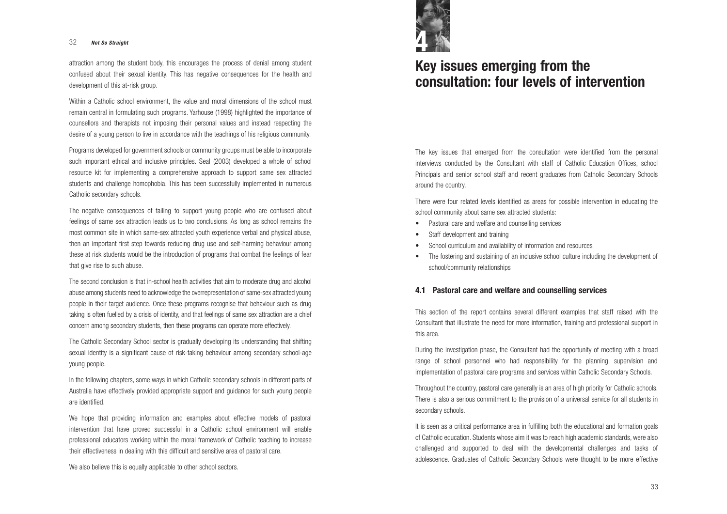attraction among the student body, this encourages the process of denial among student confused about their sexual identity. This has negative consequences for the health and development of this at-risk group.

Within a Catholic school environment, the value and moral dimensions of the school must remain central in formulating such programs. Yarhouse (1998) highlighted the importance of counsellors and therapists not imposing their personal values and instead respecting the desire of a young person to live in accordance with the teachings of his religious community.

Programs developed for government schools or community groups must be able to incorporate such important ethical and inclusive principles. Seal (2003) developed a whole of school resource kit for implementing a comprehensive approach to support same sex attracted students and challenge homophobia. This has been successfully implemented in numerous Catholic secondary schools.

The negative consequences of failing to support young people who are confused about feelings of same sex attraction leads us to two conclusions. As long as school remains the most common site in which same-sex attracted youth experience verbal and physical abuse, then an important first step towards reducing drug use and self-harming behaviour among these at risk students would be the introduction of programs that combat the feelings of fear that give rise to such abuse.

The second conclusion is that in-school health activities that aim to moderate drug and alcohol abuse among students need to acknowledge the overrepresentation of same-sex attracted young people in their target audience. Once these programs recognise that behaviour such as drug taking is often fuelled by a crisis of identity, and that feelings of same sex attraction are a chief concern among secondary students, then these programs can operate more effectively.

The Catholic Secondary School sector is gradually developing its understanding that shifting sexual identity is a significant cause of risk-taking behaviour among secondary school-age young people.

In the following chapters, some ways in which Catholic secondary schools in different parts of Australia have effectively provided appropriate support and guidance for such young people are identified.

We hope that providing information and examples about effective models of pastoral intervention that have proved successful in a Catholic school environment will enable professional educators working within the moral framework of Catholic teaching to increase their effectiveness in dealing with this difficult and sensitive area of pastoral care.

We also believe this is equally applicable to other school sectors.

# 4 Key issues emerging from the consultation: four levels of intervention

The key issues that emerged from the consultation were identified from the personal interviews conducted by the Consultant with staff of Catholic Education Offices, school Principals and senior school staff and recent graduates from Catholic Secondary Schools around the country.

There were four related levels identified as areas for possible intervention in educating the school community about same sex attracted students:

- Pastoral care and welfare and counselling services
- Staff development and training
- School curriculum and availability of information and resources
- The fostering and sustaining of an inclusive school culture including the development of school/community relationships

## 4.1 Pastoral care and welfare and counselling services

This section of the report contains several different examples that staff raised with the Consultant that illustrate the need for more information, training and professional support in this area.

During the investigation phase, the Consultant had the opportunity of meeting with a broad range of school personnel who had responsibility for the planning, supervision and implementation of pastoral care programs and services within Catholic Secondary Schools.

Throughout the country, pastoral care generally is an area of high priority for Catholic schools. There is also a serious commitment to the provision of a universal service for all students in secondary schools.

It is seen as a critical performance area in fulfilling both the educational and formation goals of Catholic education. Students whose aim it was to reach high academic standards, were also challenged and supported to deal with the developmental challenges and tasks of adolescence. Graduates of Catholic Secondary Schools were thought to be more effective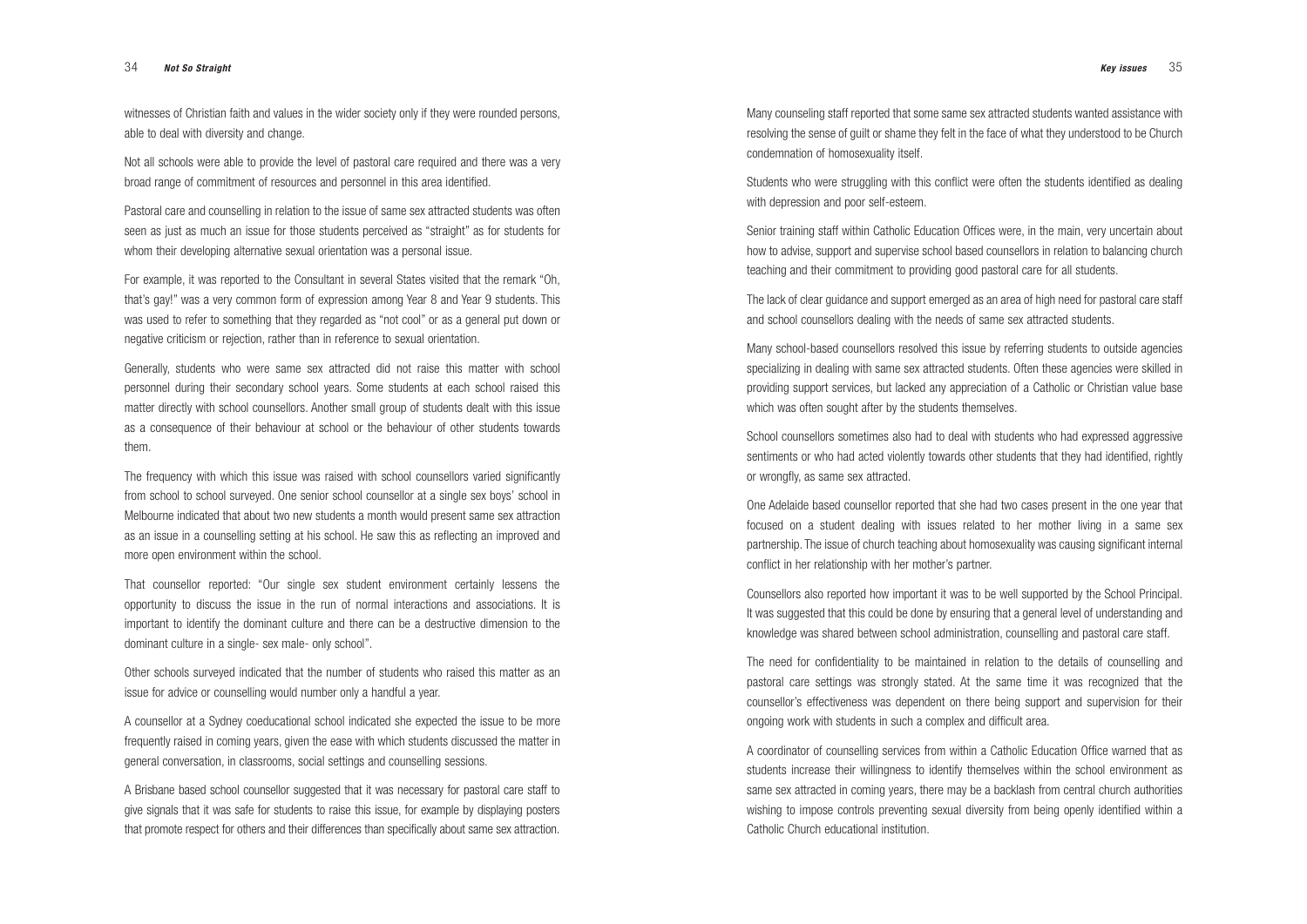witnesses of Christian faith and values in the wider society only if they were rounded persons, able to deal with diversity and change.

Not all schools were able to provide the level of pastoral care required and there was a very broad range of commitment of resources and personnel in this area identified.

Pastoral care and counselling in relation to the issue of same sex attracted students was often seen as just as much an issue for those students perceived as "straight" as for students for whom their developing alternative sexual orientation was a personal issue.

For example, it was reported to the Consultant in several States visited that the remark "Oh, that's gay!" was a very common form of expression among Year 8 and Year 9 students. This was used to refer to something that they regarded as "not cool" or as a general put down or negative criticism or rejection, rather than in reference to sexual orientation.

Generally, students who were same sex attracted did not raise this matter with school personnel during their secondary school years. Some students at each school raised this matter directly with school counsellors. Another small group of students dealt with this issue as a consequence of their behaviour at school or the behaviour of other students towards them.

The frequency with which this issue was raised with school counsellors varied significantly from school to school surveyed. One senior school counsellor at a single sex boys' school in Melbourne indicated that about two new students a month would present same sex attraction as an issue in a counselling setting at his school. He saw this as reflecting an improved and more open environment within the school.

That counsellor reported: "Our single sex student environment certainly lessens the opportunity to discuss the issue in the run of normal interactions and associations. It is important to identify the dominant culture and there can be a destructive dimension to the dominant culture in a single- sex male- only school".

Other schools surveyed indicated that the number of students who raised this matter as an issue for advice or counselling would number only a handful a year.

A counsellor at a Sydney coeducational school indicated she expected the issue to be more frequently raised in coming years, given the ease with which students discussed the matter in general conversation, in classrooms, social settings and counselling sessions.

A Brisbane based school counsellor suggested that it was necessary for pastoral care staff to give signals that it was safe for students to raise this issue, for example by displaying posters that promote respect for others and their differences than specifically about same sex attraction.

Many counseling staff reported that some same sex attracted students wanted assistance with resolving the sense of guilt or shame they felt in the face of what they understood to be Church condemnation of homosexuality itself.

Students who were struggling with this conflict were often the students identified as dealing with depression and poor self-esteem.

Senior training staff within Catholic Education Offices were, in the main, very uncertain about how to advise, support and supervise school based counsellors in relation to balancing church teaching and their commitment to providing good pastoral care for all students.

The lack of clear guidance and support emerged as an area of high need for pastoral care staff and school counsellors dealing with the needs of same sex attracted students.

Many school-based counsellors resolved this issue by referring students to outside agencies specializing in dealing with same sex attracted students. Often these agencies were skilled in providing support services, but lacked any appreciation of a Catholic or Christian value base which was often sought after by the students themselves.

School counsellors sometimes also had to deal with students who had expressed aggressive sentiments or who had acted violently towards other students that they had identified, rightly or wrongfly, as same sex attracted.

One Adelaide based counsellor reported that she had two cases present in the one year that focused on a student dealing with issues related to her mother living in a same sex partnership. The issue of church teaching about homosexuality was causing significant internal conflict in her relationship with her mother's partner.

Counsellors also reported how important it was to be well supported by the School Principal. It was suggested that this could be done by ensuring that a general level of understanding and knowledge was shared between school administration, counselling and pastoral care staff.

The need for confidentiality to be maintained in relation to the details of counselling and pastoral care settings was strongly stated. At the same time it was recognized that the counsellor's effectiveness was dependent on there being support and supervision for their ongoing work with students in such a complex and difficult area.

A coordinator of counselling services from within a Catholic Education Office warned that as students increase their willingness to identify themselves within the school environment as same sex attracted in coming years, there may be a backlash from central church authorities wishing to impose controls preventing sexual diversity from being openly identified within a Catholic Church educational institution.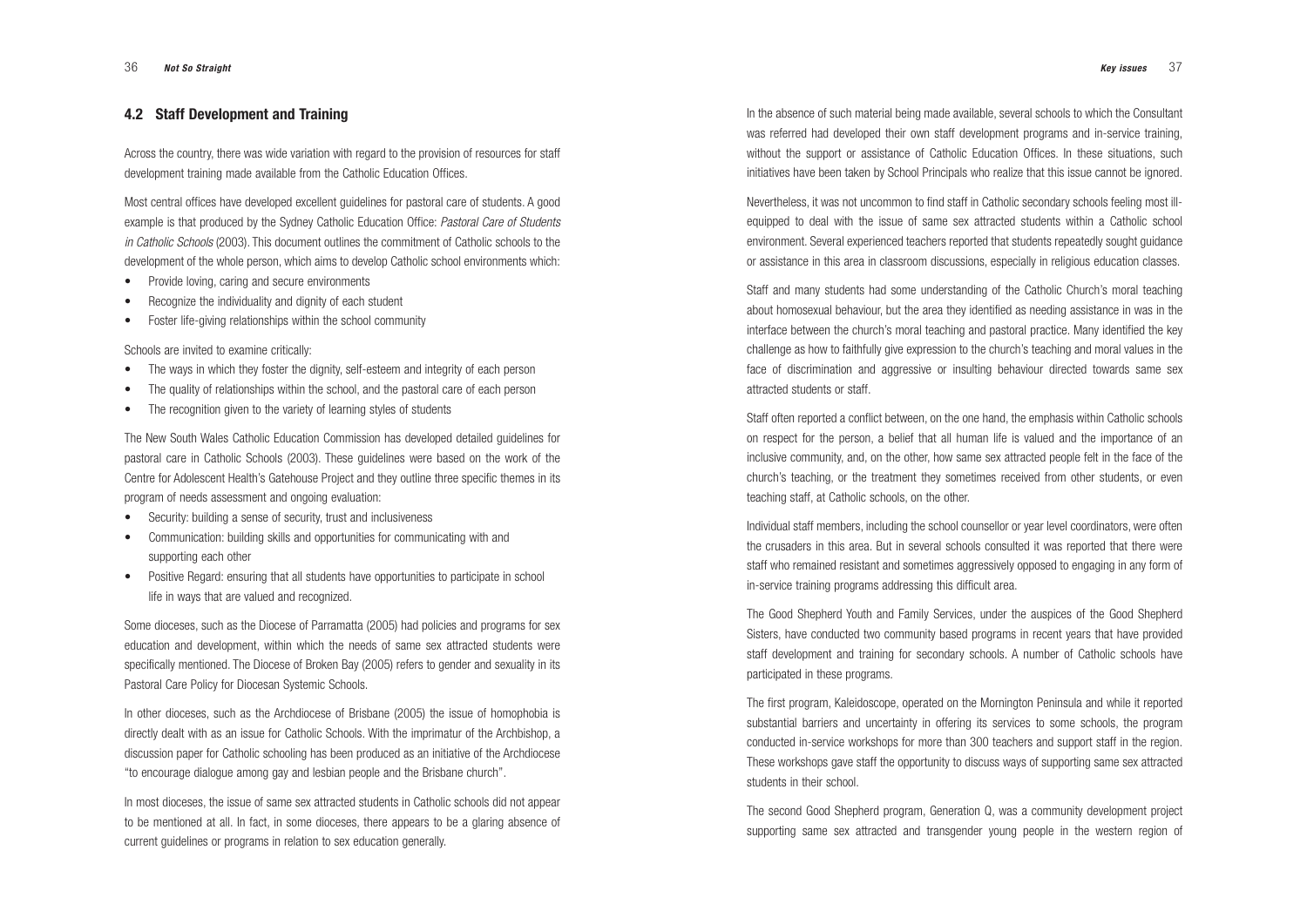## 4.2 Staff Development and Training

Across the country, there was wide variation with regard to the provision of resources for staff development training made available from the Catholic Education Offices.

Most central offices have developed excellent guidelines for pastoral care of students. A good example is that produced by the Sydney Catholic Education Office: *Pastoral Care of Students in Catholic Schools* (2003). This document outlines the commitment of Catholic schools to the development of the whole person, which aims to develop Catholic school environments which:

- Provide loving, caring and secure environments
- Recognize the individuality and dignity of each student
- Foster life-giving relationships within the school community

Schools are invited to examine critically:

- The ways in which they foster the dignity, self-esteem and integrity of each person
- The quality of relationships within the school, and the pastoral care of each person
- The recognition given to the variety of learning styles of students

The New South Wales Catholic Education Commission has developed detailed guidelines for pastoral care in Catholic Schools (2003). These guidelines were based on the work of the Centre for Adolescent Health's Gatehouse Project and they outline three specific themes in its program of needs assessment and ongoing evaluation:

- Security: building a sense of security, trust and inclusiveness
- Communication: building skills and opportunities for communicating with and supporting each other
- Positive Regard: ensuring that all students have opportunities to participate in school life in ways that are valued and recognized.

Some dioceses, such as the Diocese of Parramatta (2005) had policies and programs for sex education and development, within which the needs of same sex attracted students were specifically mentioned. The Diocese of Broken Bay (2005) refers to gender and sexuality in its Pastoral Care Policy for Diocesan Systemic Schools.

In other dioceses, such as the Archdiocese of Brisbane (2005) the issue of homophobia is directly dealt with as an issue for Catholic Schools. With the imprimatur of the Archbishop, a discussion paper for Catholic schooling has been produced as an initiative of the Archdiocese "to encourage dialogue among gay and lesbian people and the Brisbane church".

In most dioceses, the issue of same sex attracted students in Catholic schools did not appear to be mentioned at all. In fact, in some dioceses, there appears to be a glaring absence of current guidelines or programs in relation to sex education generally.

In the absence of such material being made available, several schools to which the Consultant was referred had developed their own staff development programs and in-service training, without the support or assistance of Catholic Education Offices. In these situations, such initiatives have been taken by School Principals who realize that this issue cannot be ignored.

Nevertheless, it was not uncommon to find staff in Catholic secondary schools feeling most ill-equipped to deal with the issue of same sex attracted students within a Catholic school environment. Several experienced teachers reported that students repeatedly sought guidance or assistance in this area in classroom discussions, especially in religious education classes.

Staff and many students had some understanding of the Catholic Church's moral teaching about homosexual behaviour, but the area they identified as needing assistance in was in the interface between the church's moral teaching and pastoral practice. Many identified the key challenge as how to faithfully give expression to the church's teaching and moral values in the face of discrimination and aggressive or insulting behaviour directed towards same sex attracted students or staff.

Staff often reported a conflict between, on the one hand, the emphasis within Catholic schools on respect for the person, a belief that all human life is valued and the importance of an inclusive community, and, on the other, how same sex attracted people felt in the face of the church's teaching, or the treatment they sometimes received from other students, or even teaching staff, at Catholic schools, on the other.

Individual staff members, including the school counsellor or year level coordinators, were often the crusaders in this area. But in several schools consulted it was reported that there were staff who remained resistant and sometimes aggressively opposed to engaging in any form of in-service training programs addressing this difficult area.

The Good Shepherd Youth and Family Services, under the auspices of the Good Shepherd Sisters, have conducted two community based programs in recent years that have provided staff development and training for secondary schools. A number of Catholic schools have participated in these programs.

The first program, Kaleidoscope, operated on the Mornington Peninsula and while it reported substantial barriers and uncertainty in offering its services to some schools, the program conducted in-service workshops for more than 300 teachers and support staff in the region. These workshops gave staff the opportunity to discuss ways of supporting same sex attracted students in their school.

The second Good Shepherd program, Generation Q, was a community development project supporting same sex attracted and transgender young people in the western region of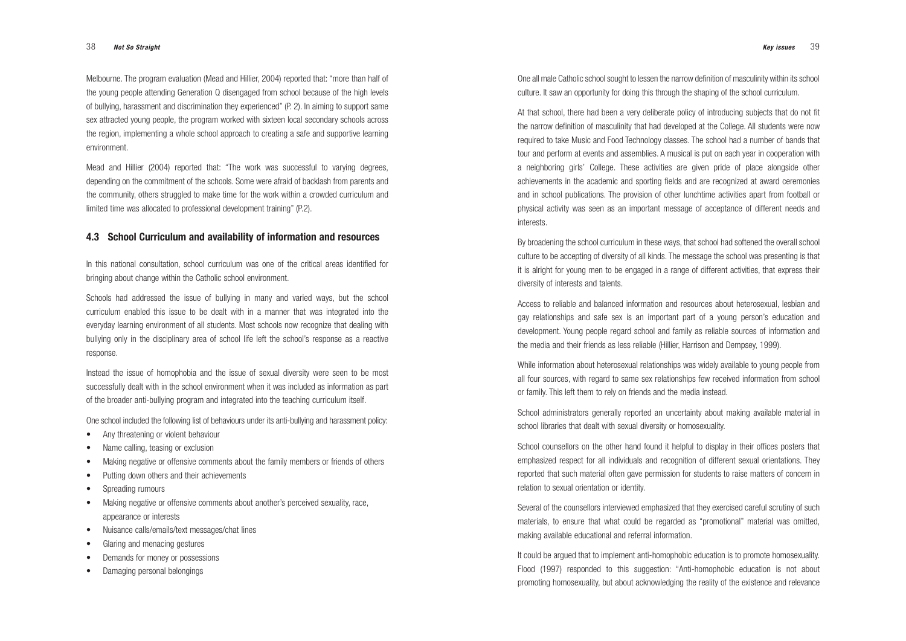Melbourne. The program evaluation (Mead and Hillier, 2004) reported that: "more than half of the young people attending Generation Q disengaged from school because of the high levels of bullying, harassment and discrimination they experienced" (P. 2). In aiming to support same sex attracted young people, the program worked with sixteen local secondary schools across the region, implementing a whole school approach to creating a safe and supportive learning environment.

Mead and Hillier (2004) reported that: "The work was successful to varying degrees, depending on the commitment of the schools. Some were afraid of backlash from parents and the community, others struggled to make time for the work within a crowded curriculum and limited time was allocated to professional development training" (P.2).

## 4.3 School Curriculum and availability of information and resources

In this national consultation, school curriculum was one of the critical areas identified for bringing about change within the Catholic school environment.

Schools had addressed the issue of bullying in many and varied ways, but the school curriculum enabled this issue to be dealt with in a manner that was integrated into the everyday learning environment of all students. Most schools now recognize that dealing with bullying only in the disciplinary area of school life left the school's response as a reactive response.

Instead the issue of homophobia and the issue of sexual diversity were seen to be most successfully dealt with in the school environment when it was included as information as part of the broader anti-bullying program and integrated into the teaching curriculum itself.

One school included the following list of behaviours under its anti-bullying and harassment policy:

- Any threatening or violent behaviour
- Name calling, teasing or exclusion
- Making negative or offensive comments about the family members or friends of others
- Putting down others and their achievements
- Spreading rumours
- Making negative or offensive comments about another's perceived sexuality, race, appearance or interests
- Nuisance calls/emails/text messages/chat lines
- Glaring and menacing gestures
- Demands for money or possessions
- Damaging personal belongings

One all male Catholic school sought to lessen the narrow definition of masculinity within its school culture. It saw an opportunity for doing this through the shaping of the school curriculum.

At that school, there had been a very deliberate policy of introducing subjects that do not fit the narrow definition of masculinity that had developed at the College. All students were now required to take Music and Food Technology classes. The school had a number of bands that tour and perform at events and assemblies. A musical is put on each year in cooperation with a neighboring girls' College. These activities are given pride of place alongside other achievements in the academic and sporting fields and are recognized at award ceremonies and in school publications. The provision of other lunchtime activities apart from football or physical activity was seen as an important message of acceptance of different needs and interests.

By broadening the school curriculum in these ways, that school had softened the overall school culture to be accepting of diversity of all kinds. The message the school was presenting is that it is alright for young men to be engaged in a range of different activities, that express their diversity of interests and talents.

Access to reliable and balanced information and resources about heterosexual, lesbian and gay relationships and safe sex is an important part of a young person's education and development. Young people regard school and family as reliable sources of information and the media and their friends as less reliable (Hillier, Harrison and Dempsey, 1999).

While information about heterosexual relationships was widely available to young people from all four sources, with regard to same sex relationships few received information from school or family. This left them to rely on friends and the media instead.

School administrators generally reported an uncertainty about making available material in school libraries that dealt with sexual diversity or homosexuality.

School counsellors on the other hand found it helpful to display in their offices posters that emphasized respect for all individuals and recognition of different sexual orientations. They reported that such material often gave permission for students to raise matters of concern in relation to sexual orientation or identity.

Several of the counsellors interviewed emphasized that they exercised careful scrutiny of such materials, to ensure that what could be regarded as "promotional" material was omitted, making available educational and referral information.

It could be argued that to implement anti-homophobic education is to promote homosexuality. Flood (1997) responded to this suggestion: "Anti-homophobic education is not about promoting homosexuality, but about acknowledging the reality of the existence and relevance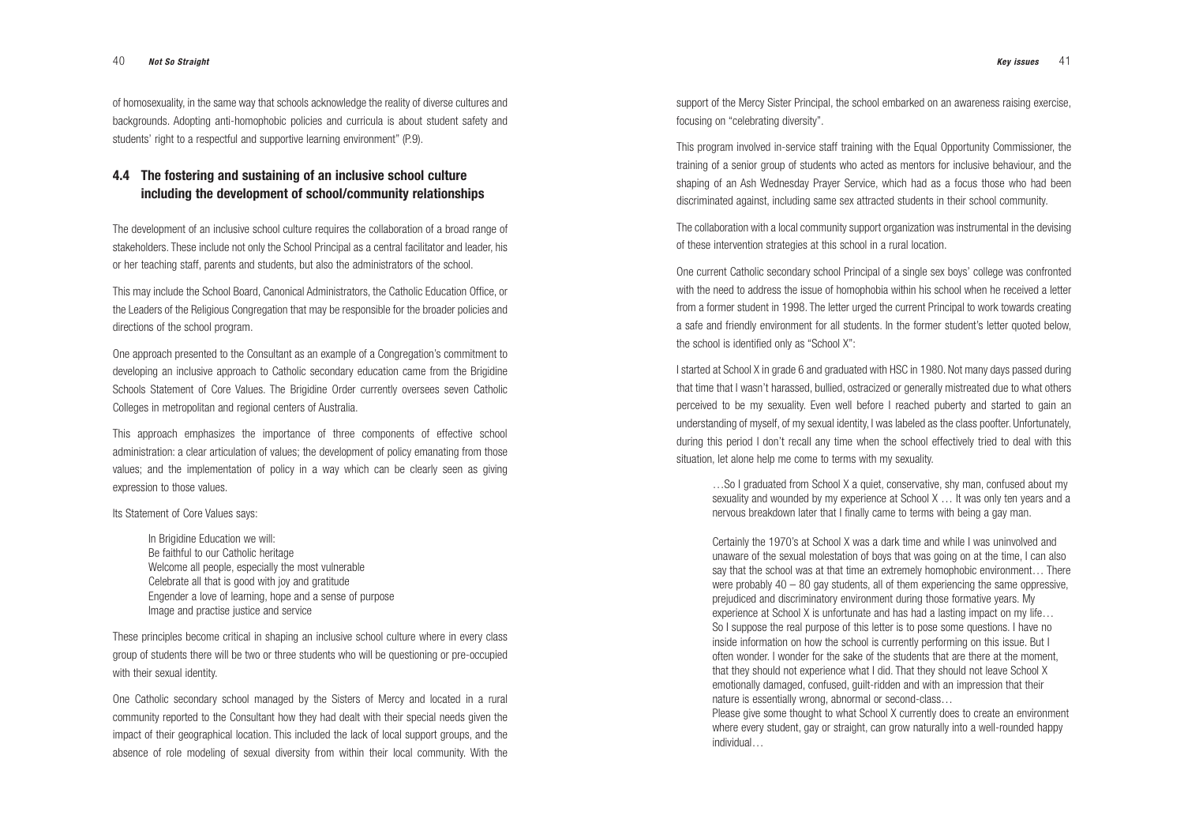of homosexuality, in the same way that schools acknowledge the reality of diverse cultures and backgrounds. Adopting anti-homophobic policies and curricula is about student safety and students' right to a respectful and supportive learning environment" (P.9).

## 4.4 The fostering and sustaining of an inclusive school culture including the development of school/community relationships

The development of an inclusive school culture requires the collaboration of a broad range of stakeholders. These include not only the School Principal as a central facilitator and leader, his or her teaching staff, parents and students, but also the administrators of the school.

This may include the School Board, Canonical Administrators, the Catholic Education Office, or the Leaders of the Religious Congregation that may be responsible for the broader policies and directions of the school program.

One approach presented to the Consultant as an example of a Congregation's commitment to developing an inclusive approach to Catholic secondary education came from the Brigidine Schools Statement of Core Values. The Brigidine Order currently oversees seven Catholic Colleges in metropolitan and regional centers of Australia.

This approach emphasizes the importance of three components of effective school administration: a clear articulation of values; the development of policy emanating from those values; and the implementation of policy in a way which can be clearly seen as giving expression to those values.

Its Statement of Core Values says:

> In Brigidine Education we will:
> Be faithful to our Catholic heritage
> Welcome all people, especially the most vulnerable
> Celebrate all that is good with joy and gratitude
> Engender a love of learning, hope and a sense of purpose
> Image and practise justice and service

These principles become critical in shaping an inclusive school culture where in every class group of students there will be two or three students who will be questioning or pre-occupied with their sexual identity.

One Catholic secondary school managed by the Sisters of Mercy and located in a rural community reported to the Consultant how they had dealt with their special needs given the impact of their geographical location. This included the lack of local support groups, and the absence of role modeling of sexual diversity from within their local community. With the support of the Mercy Sister Principal, the school embarked on an awareness raising exercise, focusing on "celebrating diversity".

This program involved in-service staff training with the Equal Opportunity Commissioner, the training of a senior group of students who acted as mentors for inclusive behaviour, and the shaping of an Ash Wednesday Prayer Service, which had as a focus those who had been discriminated against, including same sex attracted students in their school community.

The collaboration with a local community support organization was instrumental in the devising of these intervention strategies at this school in a rural location.

One current Catholic secondary school Principal of a single sex boys' college was confronted with the need to address the issue of homophobia within his school when he received a letter from a former student in 1998. The letter urged the current Principal to work towards creating a safe and friendly environment for all students. In the former student's letter quoted below, the school is identified only as "School X":

I started at School X in grade 6 and graduated with HSC in 1980. Not many days passed during that time that I wasn't harassed, bullied, ostracized or generally mistreated due to what others perceived to be my sexuality. Even well before I reached puberty and started to gain an understanding of myself, of my sexual identity, I was labeled as the class poofter. Unfortunately, during this period I don't recall any time when the school effectively tried to deal with this situation, let alone help me come to terms with my sexuality.

> …So I graduated from School X a quiet, conservative, shy man, confused about my sexuality and wounded by my experience at School X … It was only ten years and a nervous breakdown later that I finally came to terms with being a gay man.
>
> Certainly the 1970's at School X was a dark time and while I was uninvolved and unaware of the sexual molestation of boys that was going on at the time, I can also say that the school was at that time an extremely homophobic environment… There were probably 40 – 80 gay students, all of them experiencing the same oppressive, prejudiced and discriminatory environment during those formative years. My experience at School X is unfortunate and has had a lasting impact on my life… So I suppose the real purpose of this letter is to pose some questions. I have no inside information on how the school is currently performing on this issue. But I often wonder. I wonder for the sake of the students that are there at the moment, that they should not experience what I did. That they should not leave School X emotionally damaged, confused, guilt-ridden and with an impression that their nature is essentially wrong, abnormal or second-class…
> Please give some thought to what School X currently does to create an environment where every student, gay or straight, can grow naturally into a well-rounded happy individual…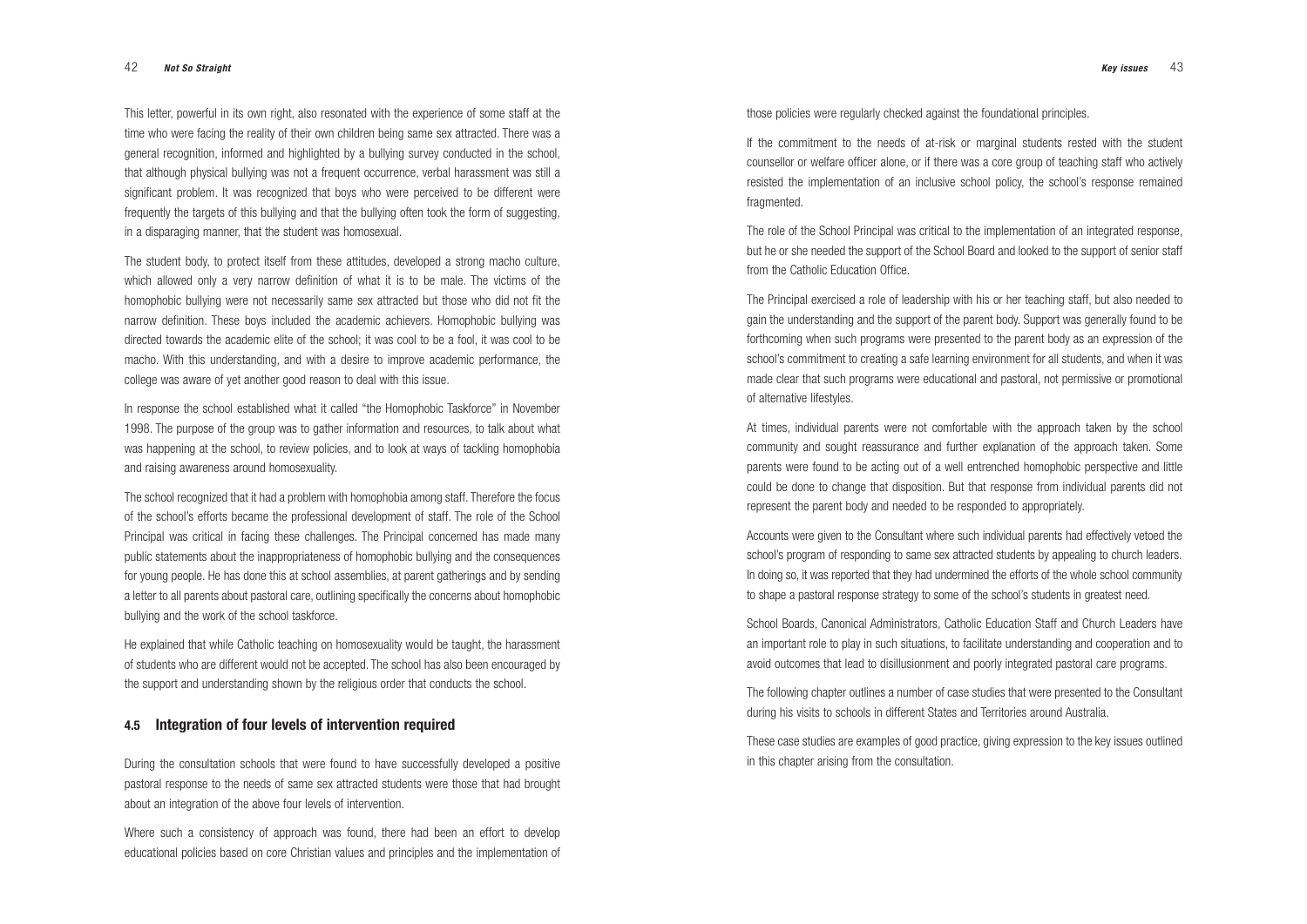This letter, powerful in its own right, also resonated with the experience of some staff at the time who were facing the reality of their own children being same sex attracted. There was a general recognition, informed and highlighted by a bullying survey conducted in the school, that although physical bullying was not a frequent occurrence, verbal harassment was still a significant problem. It was recognized that boys who were perceived to be different were frequently the targets of this bullying and that the bullying often took the form of suggesting, in a disparaging manner, that the student was homosexual.

The student body, to protect itself from these attitudes, developed a strong macho culture, which allowed only a very narrow definition of what it is to be male. The victims of the homophobic bullying were not necessarily same sex attracted but those who did not fit the narrow definition. These boys included the academic achievers. Homophobic bullying was directed towards the academic elite of the school; it was cool to be a fool, it was cool to be macho. With this understanding, and with a desire to improve academic performance, the college was aware of yet another good reason to deal with this issue.

In response the school established what it called "the Homophobic Taskforce" in November 1998. The purpose of the group was to gather information and resources, to talk about what was happening at the school, to review policies, and to look at ways of tackling homophobia and raising awareness around homosexuality.

The school recognized that it had a problem with homophobia among staff. Therefore the focus of the school's efforts became the professional development of staff. The role of the School Principal was critical in facing these challenges. The Principal concerned has made many public statements about the inappropriateness of homophobic bullying and the consequences for young people. He has done this at school assemblies, at parent gatherings and by sending a letter to all parents about pastoral care, outlining specifically the concerns about homophobic bullying and the work of the school taskforce.

He explained that while Catholic teaching on homosexuality would be taught, the harassment of students who are different would not be accepted. The school has also been encouraged by the support and understanding shown by the religious order that conducts the school.

## 4.5 Integration of four levels of intervention required

During the consultation schools that were found to have successfully developed a positive pastoral response to the needs of same sex attracted students were those that had brought about an integration of the above four levels of intervention.

Where such a consistency of approach was found, there had been an effort to develop educational policies based on core Christian values and principles and the implementation of those policies were regularly checked against the foundational principles.

If the commitment to the needs of at-risk or marginal students rested with the student counsellor or welfare officer alone, or if there was a core group of teaching staff who actively resisted the implementation of an inclusive school policy, the school's response remained fragmented.

The role of the School Principal was critical to the implementation of an integrated response, but he or she needed the support of the School Board and looked to the support of senior staff from the Catholic Education Office.

The Principal exercised a role of leadership with his or her teaching staff, but also needed to gain the understanding and the support of the parent body. Support was generally found to be forthcoming when such programs were presented to the parent body as an expression of the school's commitment to creating a safe learning environment for all students, and when it was made clear that such programs were educational and pastoral, not permissive or promotional of alternative lifestyles.

At times, individual parents were not comfortable with the approach taken by the school community and sought reassurance and further explanation of the approach taken. Some parents were found to be acting out of a well entrenched homophobic perspective and little could be done to change that disposition. But that response from individual parents did not represent the parent body and needed to be responded to appropriately.

Accounts were given to the Consultant where such individual parents had effectively vetoed the school's program of responding to same sex attracted students by appealing to church leaders. In doing so, it was reported that they had undermined the efforts of the whole school community to shape a pastoral response strategy to some of the school's students in greatest need.

School Boards, Canonical Administrators, Catholic Education Staff and Church Leaders have an important role to play in such situations, to facilitate understanding and cooperation and to avoid outcomes that lead to disillusionment and poorly integrated pastoral care programs.

The following chapter outlines a number of case studies that were presented to the Consultant during his visits to schools in different States and Territories around Australia.

These case studies are examples of good practice, giving expression to the key issues outlined in this chapter arising from the consultation.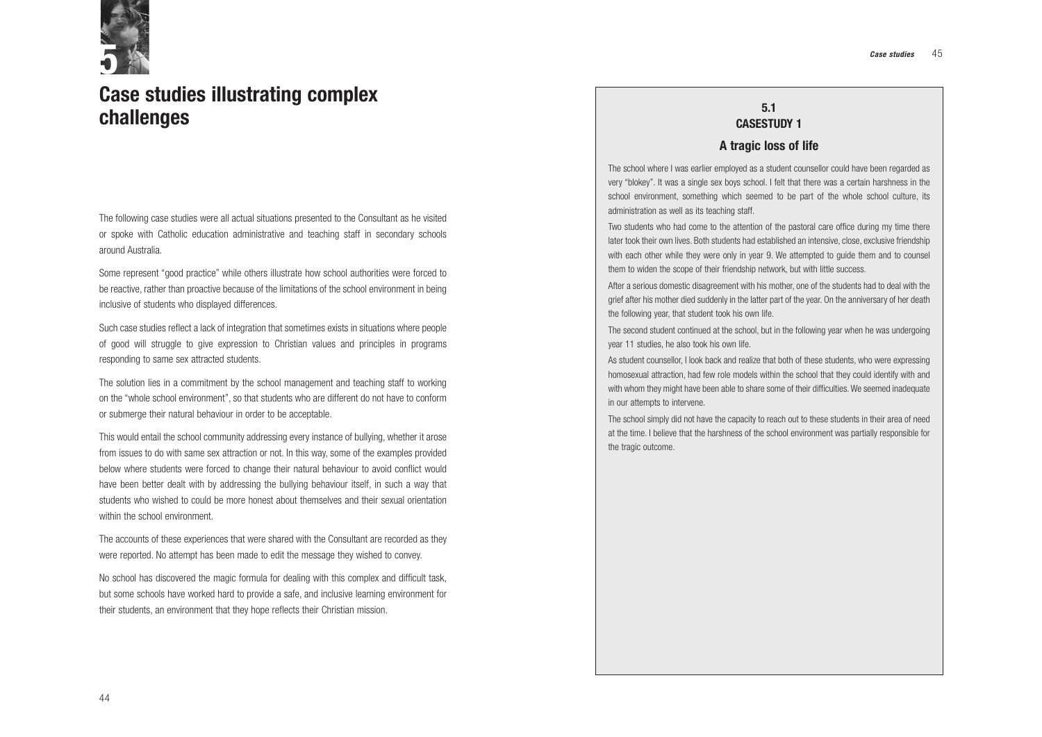# 5 Case studies illustrating complex challenges

The following case studies were all actual situations presented to the Consultant as he visited or spoke with Catholic education administrative and teaching staff in secondary schools around Australia.

Some represent "good practice" while others illustrate how school authorities were forced to be reactive, rather than proactive because of the limitations of the school environment in being inclusive of students who displayed differences.

Such case studies reflect a lack of integration that sometimes exists in situations where people of good will struggle to give expression to Christian values and principles in programs responding to same sex attracted students.

The solution lies in a commitment by the school management and teaching staff to working on the "whole school environment", so that students who are different do not have to conform or submerge their natural behaviour in order to be acceptable.

This would entail the school community addressing every instance of bullying, whether it arose from issues to do with same sex attraction or not. In this way, some of the examples provided below where students were forced to change their natural behaviour to avoid conflict would have been better dealt with by addressing the bullying behaviour itself, in such a way that students who wished to could be more honest about themselves and their sexual orientation within the school environment.

The accounts of these experiences that were shared with the Consultant are recorded as they were reported. No attempt has been made to edit the message they wished to convey.

No school has discovered the magic formula for dealing with this complex and difficult task, but some schools have worked hard to provide a safe, and inclusive learning environment for their students, an environment that they hope reflects their Christian mission.

## 5.1 CASESTUDY 1

### A tragic loss of life

The school where I was earlier employed as a student counsellor could have been regarded as very "blokey". It was a single sex boys school. I felt that there was a certain harshness in the school environment, something which seemed to be part of the whole school culture, its administration as well as its teaching staff.

Two students who had come to the attention of the pastoral care office during my time there later took their own lives. Both students had established an intensive, close, exclusive friendship with each other while they were only in year 9. We attempted to guide them and to counsel them to widen the scope of their friendship network, but with little success.

After a serious domestic disagreement with his mother, one of the students had to deal with the grief after his mother died suddenly in the latter part of the year. On the anniversary of her death the following year, that student took his own life.

The second student continued at the school, but in the following year when he was undergoing year 11 studies, he also took his own life.

As student counsellor, I look back and realize that both of these students, who were expressing homosexual attraction, had few role models within the school that they could identify with and with whom they might have been able to share some of their difficulties. We seemed inadequate in our attempts to intervene.

The school simply did not have the capacity to reach out to these students in their area of need at the time. I believe that the harshness of the school environment was partially responsible for the tragic outcome.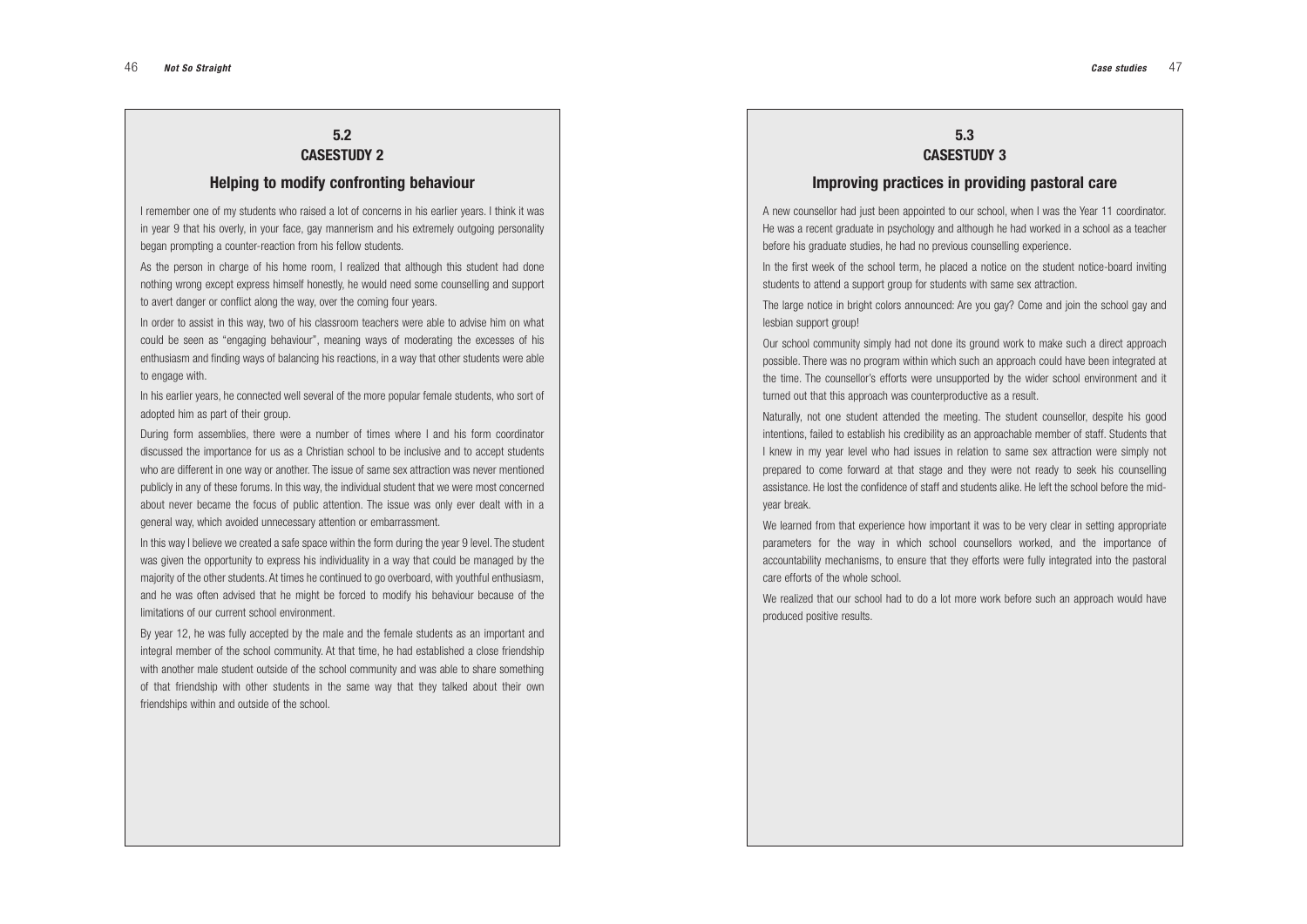## 5.2
## CASESTUDY 2

### Helping to modify confronting behaviour

I remember one of my students who raised a lot of concerns in his earlier years. I think it was in year 9 that his overly, in your face, gay mannerism and his extremely outgoing personality began prompting a counter-reaction from his fellow students.

As the person in charge of his home room, I realized that although this student had done nothing wrong except express himself honestly, he would need some counselling and support to avert danger or conflict along the way, over the coming four years.

In order to assist in this way, two of his classroom teachers were able to advise him on what could be seen as "engaging behaviour", meaning ways of moderating the excesses of his enthusiasm and finding ways of balancing his reactions, in a way that other students were able to engage with.

In his earlier years, he connected well several of the more popular female students, who sort of adopted him as part of their group.

During form assemblies, there were a number of times where I and his form coordinator discussed the importance for us as a Christian school to be inclusive and to accept students who are different in one way or another. The issue of same sex attraction was never mentioned publicly in any of these forums. In this way, the individual student that we were most concerned about never became the focus of public attention. The issue was only ever dealt with in a general way, which avoided unnecessary attention or embarrassment.

In this way I believe we created a safe space within the form during the year 9 level. The student was given the opportunity to express his individuality in a way that could be managed by the majority of the other students. At times he continued to go overboard, with youthful enthusiasm, and he was often advised that he might be forced to modify his behaviour because of the limitations of our current school environment.

By year 12, he was fully accepted by the male and the female students as an important and integral member of the school community. At that time, he had established a close friendship with another male student outside of the school community and was able to share something of that friendship with other students in the same way that they talked about their own friendships within and outside of the school.

## 5.3
## CASESTUDY 3

### Improving practices in providing pastoral care

A new counsellor had just been appointed to our school, when I was the Year 11 coordinator. He was a recent graduate in psychology and although he had worked in a school as a teacher before his graduate studies, he had no previous counselling experience.

In the first week of the school term, he placed a notice on the student notice-board inviting students to attend a support group for students with same sex attraction.

The large notice in bright colors announced: Are you gay? Come and join the school gay and lesbian support group!

Our school community simply had not done its ground work to make such a direct approach possible. There was no program within which such an approach could have been integrated at the time. The counsellor's efforts were unsupported by the wider school environment and it turned out that this approach was counterproductive as a result.

Naturally, not one student attended the meeting. The student counsellor, despite his good intentions, failed to establish his credibility as an approachable member of staff. Students that I knew in my year level who had issues in relation to same sex attraction were simply not prepared to come forward at that stage and they were not ready to seek his counselling assistance. He lost the confidence of staff and students alike. He left the school before the mid-year break.

We learned from that experience how important it was to be very clear in setting appropriate parameters for the way in which school counsellors worked, and the importance of accountability mechanisms, to ensure that they efforts were fully integrated into the pastoral care efforts of the whole school.

We realized that our school had to do a lot more work before such an approach would have produced positive results.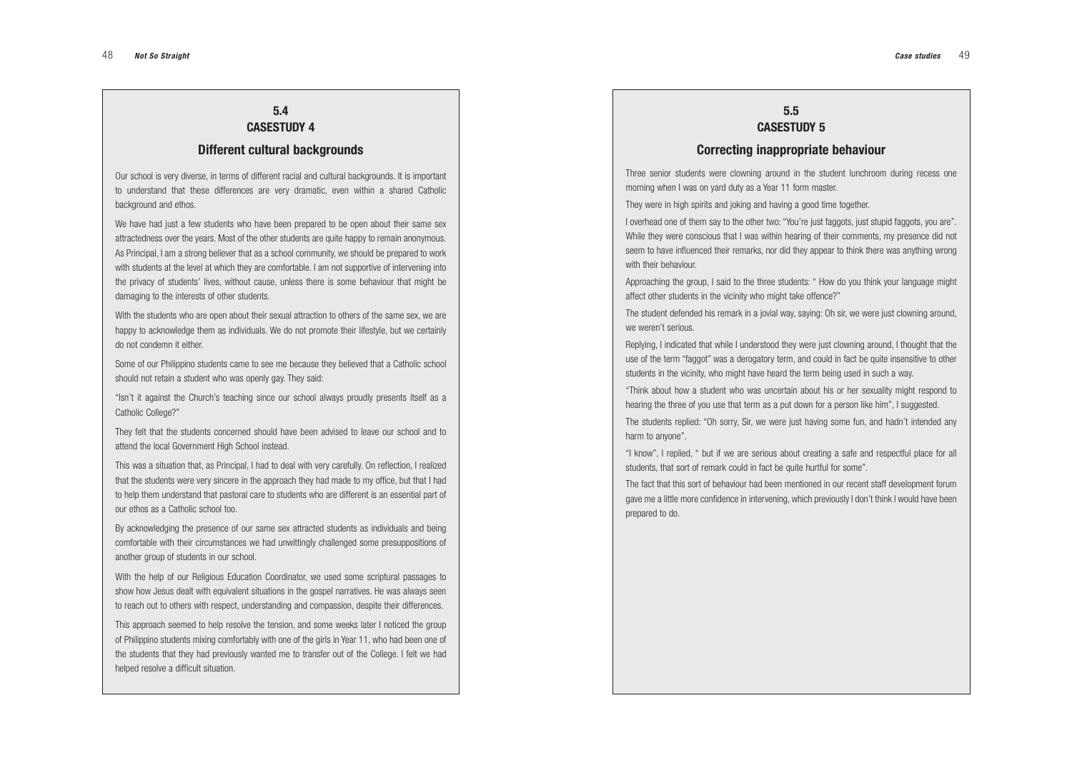## 5.4
## CASESTUDY 4

### Different cultural backgrounds

Our school is very diverse, in terms of different racial and cultural backgrounds. It is important to understand that these differences are very dramatic, even within a shared Catholic background and ethos.

We have had just a few students who have been prepared to be open about their same sex attractedness over the years. Most of the other students are quite happy to remain anonymous. As Principal, I am a strong believer that as a school community, we should be prepared to work with students at the level at which they are comfortable. I am not supportive of intervening into the privacy of students' lives, without cause, unless there is some behaviour that might be damaging to the interests of other students.

With the students who are open about their sexual attraction to others of the same sex, we are happy to acknowledge them as individuals. We do not promote their lifestyle, but we certainly do not condemn it either.

Some of our Philippino students came to see me because they believed that a Catholic school should not retain a student who was openly gay. They said:

"Isn't it against the Church's teaching since our school always proudly presents itself as a Catholic College?"

They felt that the students concerned should have been advised to leave our school and to attend the local Government High School instead.

This was a situation that, as Principal, I had to deal with very carefully. On reflection, I realized that the students were very sincere in the approach they had made to my office, but that I had to help them understand that pastoral care to students who are different is an essential part of our ethos as a Catholic school too.

By acknowledging the presence of our same sex attracted students as individuals and being comfortable with their circumstances we had unwittingly challenged some presuppositions of another group of students in our school.

With the help of our Religious Education Coordinator, we used some scriptural passages to show how Jesus dealt with equivalent situations in the gospel narratives. He was always seen to reach out to others with respect, understanding and compassion, despite their differences.

This approach seemed to help resolve the tension, and some weeks later I noticed the group of Philippino students mixing comfortably with one of the girls in Year 11, who had been one of the students that they had previously wanted me to transfer out of the College. I felt we had helped resolve a difficult situation.

## 5.5
## CASESTUDY 5

### Correcting inappropriate behaviour

Three senior students were clowning around in the student lunchroom during recess one morning when I was on yard duty as a Year 11 form master.

They were in high spirits and joking and having a good time together.

I overhead one of them say to the other two: "You're just faggots, just stupid faggots, you are". While they were conscious that I was within hearing of their comments, my presence did not seem to have influenced their remarks, nor did they appear to think there was anything wrong with their behaviour.

Approaching the group, I said to the three students: " How do you think your language might affect other students in the vicinity who might take offence?"

The student defended his remark in a jovial way, saying: Oh sir, we were just clowning around, we weren't serious.

Replying, I indicated that while I understood they were just clowning around, I thought that the use of the term "faggot" was a derogatory term, and could in fact be quite insensitive to other students in the vicinity, who might have heard the term being used in such a way.

"Think about how a student who was uncertain about his or her sexuality might respond to hearing the three of you use that term as a put down for a person like him", I suggested.

The students replied: "Oh sorry, Sir, we were just having some fun, and hadn't intended any harm to anyone".

"I know", I replied, " but if we are serious about creating a safe and respectful place for all students, that sort of remark could in fact be quite hurtful for some".

The fact that this sort of behaviour had been mentioned in our recent staff development forum gave me a little more confidence in intervening, which previously I don't think I would have been prepared to do.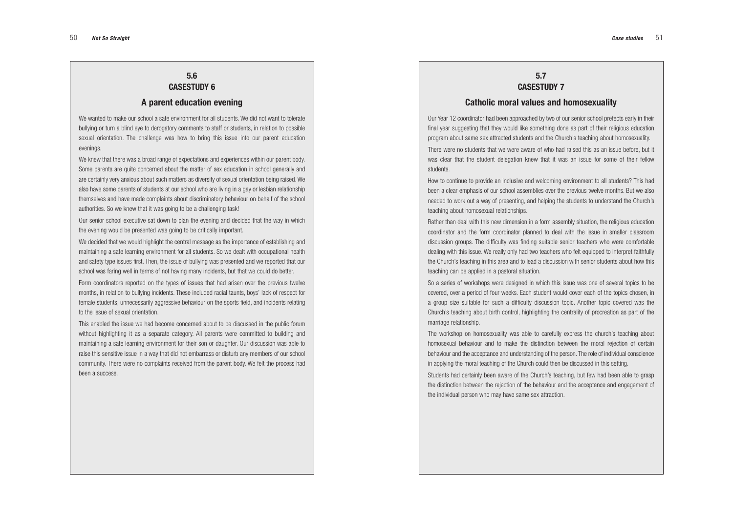## 5.6
## CASESTUDY 6

### A parent education evening

We wanted to make our school a safe environment for all students. We did not want to tolerate bullying or turn a blind eye to derogatory comments to staff or students, in relation to possible sexual orientation. The challenge was how to bring this issue into our parent education evenings.

We knew that there was a broad range of expectations and experiences within our parent body. Some parents are quite concerned about the matter of sex education in school generally and are certainly very anxious about such matters as diversity of sexual orientation being raised. We also have some parents of students at our school who are living in a gay or lesbian relationship themselves and have made complaints about discriminatory behaviour on behalf of the school authorities. So we knew that it was going to be a challenging task!

Our senior school executive sat down to plan the evening and decided that the way in which the evening would be presented was going to be critically important.

We decided that we would highlight the central message as the importance of establishing and maintaining a safe learning environment for all students. So we dealt with occupational health and safety type issues first. Then, the issue of bullying was presented and we reported that our school was faring well in terms of not having many incidents, but that we could do better.

Form coordinators reported on the types of issues that had arisen over the previous twelve months, in relation to bullying incidents. These included racial taunts, boys' lack of respect for female students, unnecessarily aggressive behaviour on the sports field, and incidents relating to the issue of sexual orientation.

This enabled the issue we had become concerned about to be discussed in the public forum without highlighting it as a separate category. All parents were committed to building and maintaining a safe learning environment for their son or daughter. Our discussion was able to raise this sensitive issue in a way that did not embarrass or disturb any members of our school community. There were no complaints received from the parent body. We felt the process had been a success.

## 5.7
## CASESTUDY 7

### Catholic moral values and homosexuality

Our Year 12 coordinator had been approached by two of our senior school prefects early in their final year suggesting that they would like something done as part of their religious education program about same sex attracted students and the Church's teaching about homosexuality.

There were no students that we were aware of who had raised this as an issue before, but it was clear that the student delegation knew that it was an issue for some of their fellow students.

How to continue to provide an inclusive and welcoming environment to all students? This had been a clear emphasis of our school assemblies over the previous twelve months. But we also needed to work out a way of presenting, and helping the students to understand the Church's teaching about homosexual relationships.

Rather than deal with this new dimension in a form assembly situation, the religious education coordinator and the form coordinator planned to deal with the issue in smaller classroom discussion groups. The difficulty was finding suitable senior teachers who were comfortable dealing with this issue. We really only had two teachers who felt equipped to interpret faithfully the Church's teaching in this area and to lead a discussion with senior students about how this teaching can be applied in a pastoral situation.

So a series of workshops were designed in which this issue was one of several topics to be covered, over a period of four weeks. Each student would cover each of the topics chosen, in a group size suitable for such a difficulty discussion topic. Another topic covered was the Church's teaching about birth control, highlighting the centrality of procreation as part of the marriage relationship.

The workshop on homosexuality was able to carefully express the church's teaching about homosexual behaviour and to make the distinction between the moral rejection of certain behaviour and the acceptance and understanding of the person. The role of individual conscience in applying the moral teaching of the Church could then be discussed in this setting.

Students had certainly been aware of the Church's teaching, but few had been able to grasp the distinction between the rejection of the behaviour and the acceptance and engagement of the individual person who may have same sex attraction.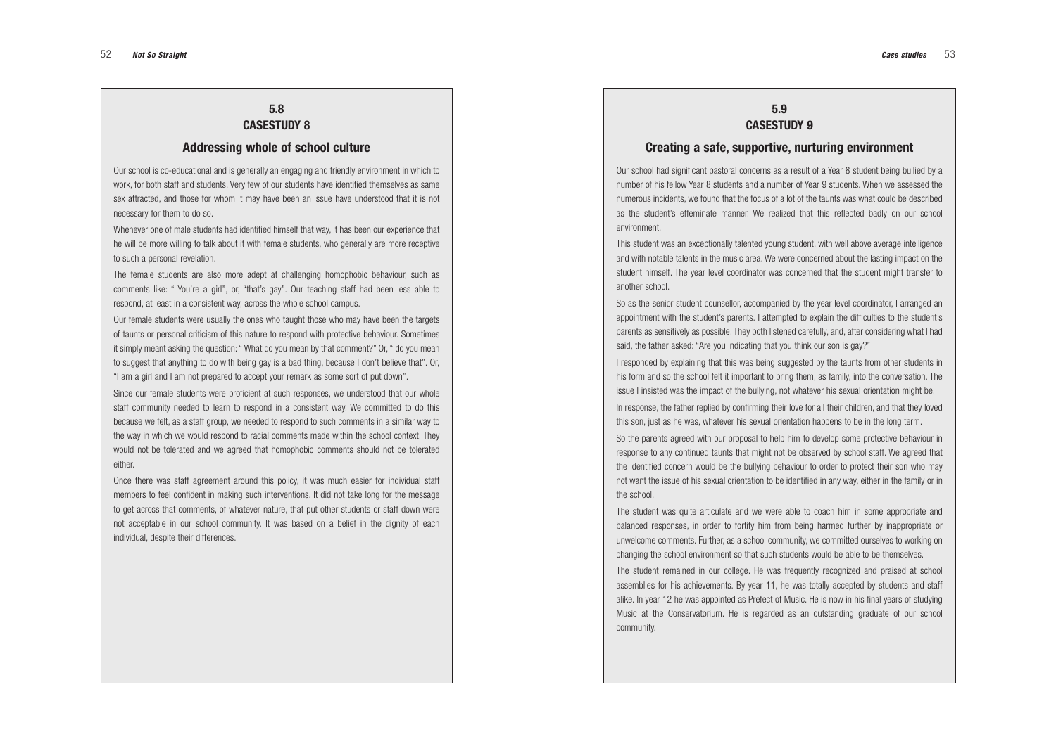## 5.8
## CASESTUDY 8

### Addressing whole of school culture

Our school is co-educational and is generally an engaging and friendly environment in which to work, for both staff and students. Very few of our students have identified themselves as same sex attracted, and those for whom it may have been an issue have understood that it is not necessary for them to do so.

Whenever one of male students had identified himself that way, it has been our experience that he will be more willing to talk about it with female students, who generally are more receptive to such a personal revelation.

The female students are also more adept at challenging homophobic behaviour, such as comments like: " You're a girl", or, "that's gay". Our teaching staff had been less able to respond, at least in a consistent way, across the whole school campus.

Our female students were usually the ones who taught those who may have been the targets of taunts or personal criticism of this nature to respond with protective behaviour. Sometimes it simply meant asking the question: " What do you mean by that comment?" Or, " do you mean to suggest that anything to do with being gay is a bad thing, because I don't believe that". Or, "I am a girl and I am not prepared to accept your remark as some sort of put down".

Since our female students were proficient at such responses, we understood that our whole staff community needed to learn to respond in a consistent way. We committed to do this because we felt, as a staff group, we needed to respond to such comments in a similar way to the way in which we would respond to racial comments made within the school context. They would not be tolerated and we agreed that homophobic comments should not be tolerated either.

Once there was staff agreement around this policy, it was much easier for individual staff members to feel confident in making such interventions. It did not take long for the message to get across that comments, of whatever nature, that put other students or staff down were not acceptable in our school community. It was based on a belief in the dignity of each individual, despite their differences.

## 5.9
## CASESTUDY 9

### Creating a safe, supportive, nurturing environment

Our school had significant pastoral concerns as a result of a Year 8 student being bullied by a number of his fellow Year 8 students and a number of Year 9 students. When we assessed the numerous incidents, we found that the focus of a lot of the taunts was what could be described as the student's effeminate manner. We realized that this reflected badly on our school environment.

This student was an exceptionally talented young student, with well above average intelligence and with notable talents in the music area. We were concerned about the lasting impact on the student himself. The year level coordinator was concerned that the student might transfer to another school.

So as the senior student counsellor, accompanied by the year level coordinator, I arranged an appointment with the student's parents. I attempted to explain the difficulties to the student's parents as sensitively as possible. They both listened carefully, and, after considering what I had said, the father asked: "Are you indicating that you think our son is gay?"

I responded by explaining that this was being suggested by the taunts from other students in his form and so the school felt it important to bring them, as family, into the conversation. The issue I insisted was the impact of the bullying, not whatever his sexual orientation might be.

In response, the father replied by confirming their love for all their children, and that they loved this son, just as he was, whatever his sexual orientation happens to be in the long term.

So the parents agreed with our proposal to help him to develop some protective behaviour in response to any continued taunts that might not be observed by school staff. We agreed that the identified concern would be the bullying behaviour to order to protect their son who may not want the issue of his sexual orientation to be identified in any way, either in the family or in the school.

The student was quite articulate and we were able to coach him in some appropriate and balanced responses, in order to fortify him from being harmed further by inappropriate or unwelcome comments. Further, as a school community, we committed ourselves to working on changing the school environment so that such students would be able to be themselves.

The student remained in our college. He was frequently recognized and praised at school assemblies for his achievements. By year 11, he was totally accepted by students and staff alike. In year 12 he was appointed as Prefect of Music. He is now in his final years of studying Music at the Conservatorium. He is regarded as an outstanding graduate of our school community.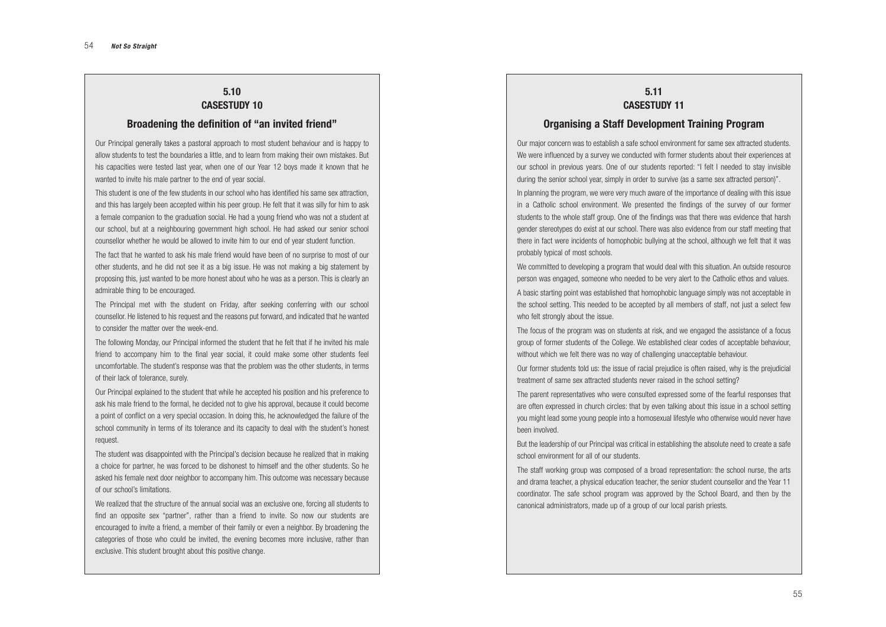## 5.10 CASESTUDY 10

### Broadening the definition of "an invited friend"

Our Principal generally takes a pastoral approach to most student behaviour and is happy to allow students to test the boundaries a little, and to learn from making their own mistakes. But his capacities were tested last year, when one of our Year 12 boys made it known that he wanted to invite his male partner to the end of year social.

This student is one of the few students in our school who has identified his same sex attraction, and this has largely been accepted within his peer group. He felt that it was silly for him to ask a female companion to the graduation social. He had a young friend who was not a student at our school, but at a neighbouring government high school. He had asked our senior school counsellor whether he would be allowed to invite him to our end of year student function.

The fact that he wanted to ask his male friend would have been of no surprise to most of our other students, and he did not see it as a big issue. He was not making a big statement by proposing this, just wanted to be more honest about who he was as a person. This is clearly an admirable thing to be encouraged.

The Principal met with the student on Friday, after seeking conferring with our school counsellor. He listened to his request and the reasons put forward, and indicated that he wanted to consider the matter over the week-end.

The following Monday, our Principal informed the student that he felt that if he invited his male friend to accompany him to the final year social, it could make some other students feel uncomfortable. The student's response was that the problem was the other students, in terms of their lack of tolerance, surely.

Our Principal explained to the student that while he accepted his position and his preference to ask his male friend to the formal, he decided not to give his approval, because it could become a point of conflict on a very special occasion. In doing this, he acknowledged the failure of the school community in terms of its tolerance and its capacity to deal with the student's honest request.

The student was disappointed with the Principal's decision because he realized that in making a choice for partner, he was forced to be dishonest to himself and the other students. So he asked his female next door neighbor to accompany him. This outcome was necessary because of our school's limitations.

We realized that the structure of the annual social was an exclusive one, forcing all students to find an opposite sex "partner", rather than a friend to invite. So now our students are encouraged to invite a friend, a member of their family or even a neighbor. By broadening the categories of those who could be invited, the evening becomes more inclusive, rather than exclusive. This student brought about this positive change.

## 5.11 CASESTUDY 11

### Organising a Staff Development Training Program

Our major concern was to establish a safe school environment for same sex attracted students. We were influenced by a survey we conducted with former students about their experiences at our school in previous years. One of our students reported: "I felt I needed to stay invisible during the senior school year, simply in order to survive (as a same sex attracted person)".

In planning the program, we were very much aware of the importance of dealing with this issue in a Catholic school environment. We presented the findings of the survey of our former students to the whole staff group. One of the findings was that there was evidence that harsh gender stereotypes do exist at our school. There was also evidence from our staff meeting that there in fact were incidents of homophobic bullying at the school, although we felt that it was probably typical of most schools.

We committed to developing a program that would deal with this situation. An outside resource person was engaged, someone who needed to be very alert to the Catholic ethos and values.

A basic starting point was established that homophobic language simply was not acceptable in the school setting. This needed to be accepted by all members of staff, not just a select few who felt strongly about the issue.

The focus of the program was on students at risk, and we engaged the assistance of a focus group of former students of the College. We established clear codes of acceptable behaviour, without which we felt there was no way of challenging unacceptable behaviour.

Our former students told us: the issue of racial prejudice is often raised, why is the prejudicial treatment of same sex attracted students never raised in the school setting?

The parent representatives who were consulted expressed some of the fearful responses that are often expressed in church circles: that by even talking about this issue in a school setting you might lead some young people into a homosexual lifestyle who otherwise would never have been involved.

But the leadership of our Principal was critical in establishing the absolute need to create a safe school environment for all of our students.

The staff working group was composed of a broad representation: the school nurse, the arts and drama teacher, a physical education teacher, the senior student counsellor and the Year 11 coordinator. The safe school program was approved by the School Board, and then by the canonical administrators, made up of a group of our local parish priests.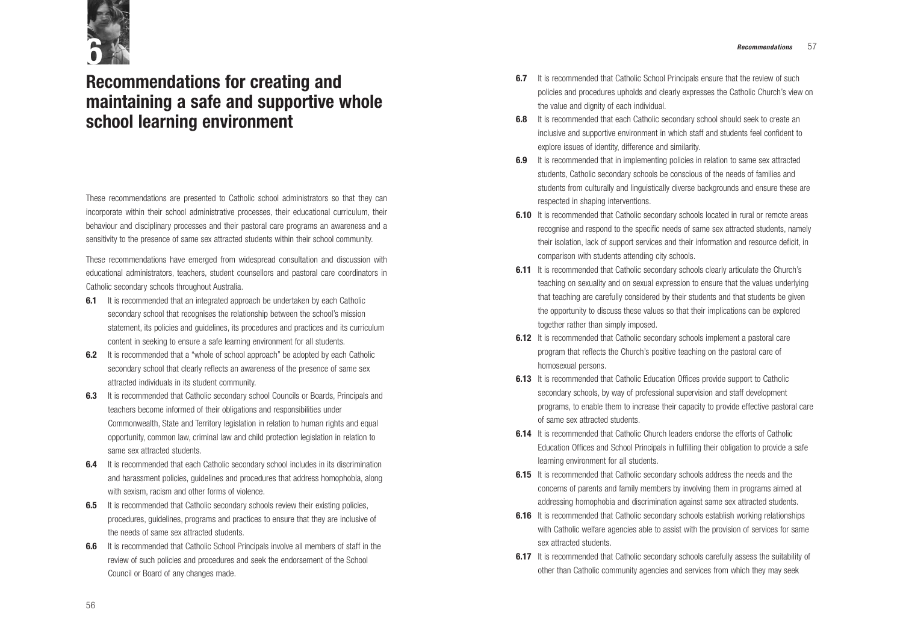# 6 Recommendations for creating and maintaining a safe and supportive whole school learning environment

These recommendations are presented to Catholic school administrators so that they can incorporate within their school administrative processes, their educational curriculum, their behaviour and disciplinary processes and their pastoral care programs an awareness and a sensitivity to the presence of same sex attracted students within their school community.

These recommendations have emerged from widespread consultation and discussion with educational administrators, teachers, student counsellors and pastoral care coordinators in Catholic secondary schools throughout Australia.

**6.1** It is recommended that an integrated approach be undertaken by each Catholic secondary school that recognises the relationship between the school's mission statement, its policies and guidelines, its procedures and practices and its curriculum content in seeking to ensure a safe learning environment for all students.

**6.2** It is recommended that a "whole of school approach" be adopted by each Catholic secondary school that clearly reflects an awareness of the presence of same sex attracted individuals in its student community.

**6.3** It is recommended that Catholic secondary school Councils or Boards, Principals and teachers become informed of their obligations and responsibilities under Commonwealth, State and Territory legislation in relation to human rights and equal opportunity, common law, criminal law and child protection legislation in relation to same sex attracted students.

**6.4** It is recommended that each Catholic secondary school includes in its discrimination and harassment policies, guidelines and procedures that address homophobia, along with sexism, racism and other forms of violence.

**6.5** It is recommended that Catholic secondary schools review their existing policies, procedures, guidelines, programs and practices to ensure that they are inclusive of the needs of same sex attracted students.

**6.6** It is recommended that Catholic School Principals involve all members of staff in the review of such policies and procedures and seek the endorsement of the School Council or Board of any changes made.

**6.7** It is recommended that Catholic School Principals ensure that the review of such policies and procedures upholds and clearly expresses the Catholic Church's view on the value and dignity of each individual.

**6.8** It is recommended that each Catholic secondary school should seek to create an inclusive and supportive environment in which staff and students feel confident to explore issues of identity, difference and similarity.

**6.9** It is recommended that in implementing policies in relation to same sex attracted students, Catholic secondary schools be conscious of the needs of families and students from culturally and linguistically diverse backgrounds and ensure these are respected in shaping interventions.

**6.10** It is recommended that Catholic secondary schools located in rural or remote areas recognise and respond to the specific needs of same sex attracted students, namely their isolation, lack of support services and their information and resource deficit, in comparison with students attending city schools.

**6.11** It is recommended that Catholic secondary schools clearly articulate the Church's teaching on sexuality and on sexual expression to ensure that the values underlying that teaching are carefully considered by their students and that students be given the opportunity to discuss these values so that their implications can be explored together rather than simply imposed.

**6.12** It is recommended that Catholic secondary schools implement a pastoral care program that reflects the Church's positive teaching on the pastoral care of homosexual persons.

**6.13** It is recommended that Catholic Education Offices provide support to Catholic secondary schools, by way of professional supervision and staff development programs, to enable them to increase their capacity to provide effective pastoral care of same sex attracted students.

**6.14** It is recommended that Catholic Church leaders endorse the efforts of Catholic Education Offices and School Principals in fulfilling their obligation to provide a safe learning environment for all students.

**6.15** It is recommended that Catholic secondary schools address the needs and the concerns of parents and family members by involving them in programs aimed at addressing homophobia and discrimination against same sex attracted students.

**6.16** It is recommended that Catholic secondary schools establish working relationships with Catholic welfare agencies able to assist with the provision of services for same sex attracted students.

**6.17** It is recommended that Catholic secondary schools carefully assess the suitability of other than Catholic community agencies and services from which they may seek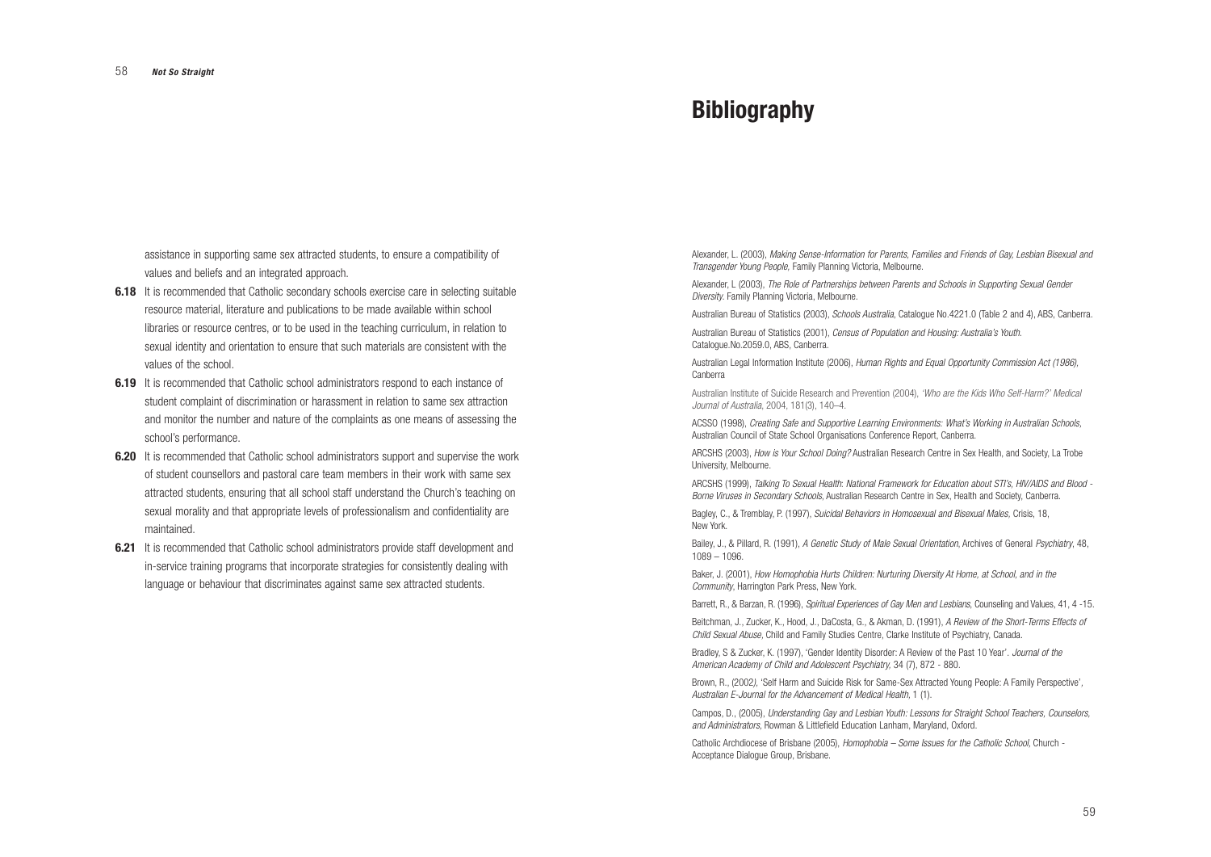assistance in supporting same sex attracted students, to ensure a compatibility of values and beliefs and an integrated approach.

**6.18** It is recommended that Catholic secondary schools exercise care in selecting suitable resource material, literature and publications to be made available within school libraries or resource centres, or to be used in the teaching curriculum, in relation to sexual identity and orientation to ensure that such materials are consistent with the values of the school.

**6.19** It is recommended that Catholic school administrators respond to each instance of student complaint of discrimination or harassment in relation to same sex attraction and monitor the number and nature of the complaints as one means of assessing the school's performance.

**6.20** It is recommended that Catholic school administrators support and supervise the work of student counsellors and pastoral care team members in their work with same sex attracted students, ensuring that all school staff understand the Church's teaching on sexual morality and that appropriate levels of professionalism and confidentiality are maintained.

**6.21** It is recommended that Catholic school administrators provide staff development and in-service training programs that incorporate strategies for consistently dealing with language or behaviour that discriminates against same sex attracted students.

# Bibliography

Alexander, L. (2003), *Making Sense-Information for Parents, Families and Friends of Gay, Lesbian Bisexual and Transgender Young People,* Family Planning Victoria, Melbourne.

Alexander, L (2003), *The Role of Partnerships between Parents and Schools in Supporting Sexual Gender Diversity.* Family Planning Victoria, Melbourne.

Australian Bureau of Statistics (2003), *Schools Australia,* Catalogue No.4221.0 (Table 2 and 4), ABS, Canberra.

Australian Bureau of Statistics (2001), *Census of Population and Housing: Australia's Youth.* Catalogue.No.2059.0, ABS, Canberra.

Australian Legal Information Institute (2006), *Human Rights and Equal Opportunity Commission Act (1986),* Canberra

Australian Institute of Suicide Research and Prevention (2004), *'Who are the Kids Who Self-Harm?' Medical Journal of Australia,* 2004, 181(3), 140–4.

ACSSO (1998), *Creating Safe and Supportive Learning Environments: What's Working in Australian Schools,* Australian Council of State School Organisations Conference Report, Canberra.

ARCSHS (2003), *How is Your School Doing?* Australian Research Centre in Sex Health, and Society, La Trobe University, Melbourne.

ARCSHS (1999), *Talking To Sexual Health: National Framework for Education about STI's, HIV/AIDS and Blood - Borne Viruses in Secondary Schools,* Australian Research Centre in Sex, Health and Society, Canberra.

Bagley, C., & Tremblay, P. (1997), *Suicidal Behaviors in Homosexual and Bisexual Males,* Crisis, 18, New York.

Bailey, J., & Pillard, R. (1991), *A Genetic Study of Male Sexual Orientation,* Archives of General *Psychiatry*, 48, 1089 – 1096.

Baker, J. (2001), *How Homophobia Hurts Children: Nurturing Diversity At Home, at School, and in the Community,* Harrington Park Press, New York.

Barrett, R., & Barzan, R. (1996), *Spiritual Experiences of Gay Men and Lesbians,* Counseling and Values, 41, 4 -15.

Beitchman, J., Zucker, K., Hood, J., DaCosta, G., & Akman, D. (1991), *A Review of the Short-Terms Effects of Child Sexual Abuse,* Child and Family Studies Centre, Clarke Institute of Psychiatry, Canada.

Bradley, S & Zucker, K. (1997), 'Gender Identity Disorder: A Review of the Past 10 Year'. *Journal of the American Academy of Child and Adolescent Psychiatry,* 34 (7), 872 - 880.

Brown, R., (2002), 'Self Harm and Suicide Risk for Same-Sex Attracted Young People: A Family Perspective', *Australian E-Journal for the Advancement of Medical Health,* 1 (1).

Campos, D., (2005), *Understanding Gay and Lesbian Youth: Lessons for Straight School Teachers, Counselors, and Administrators,* Rowman & Littlefield Education Lanham, Maryland, Oxford.

Catholic Archdiocese of Brisbane (2005), *Homophobia – Some Issues for the Catholic School,* Church - Acceptance Dialogue Group, Brisbane.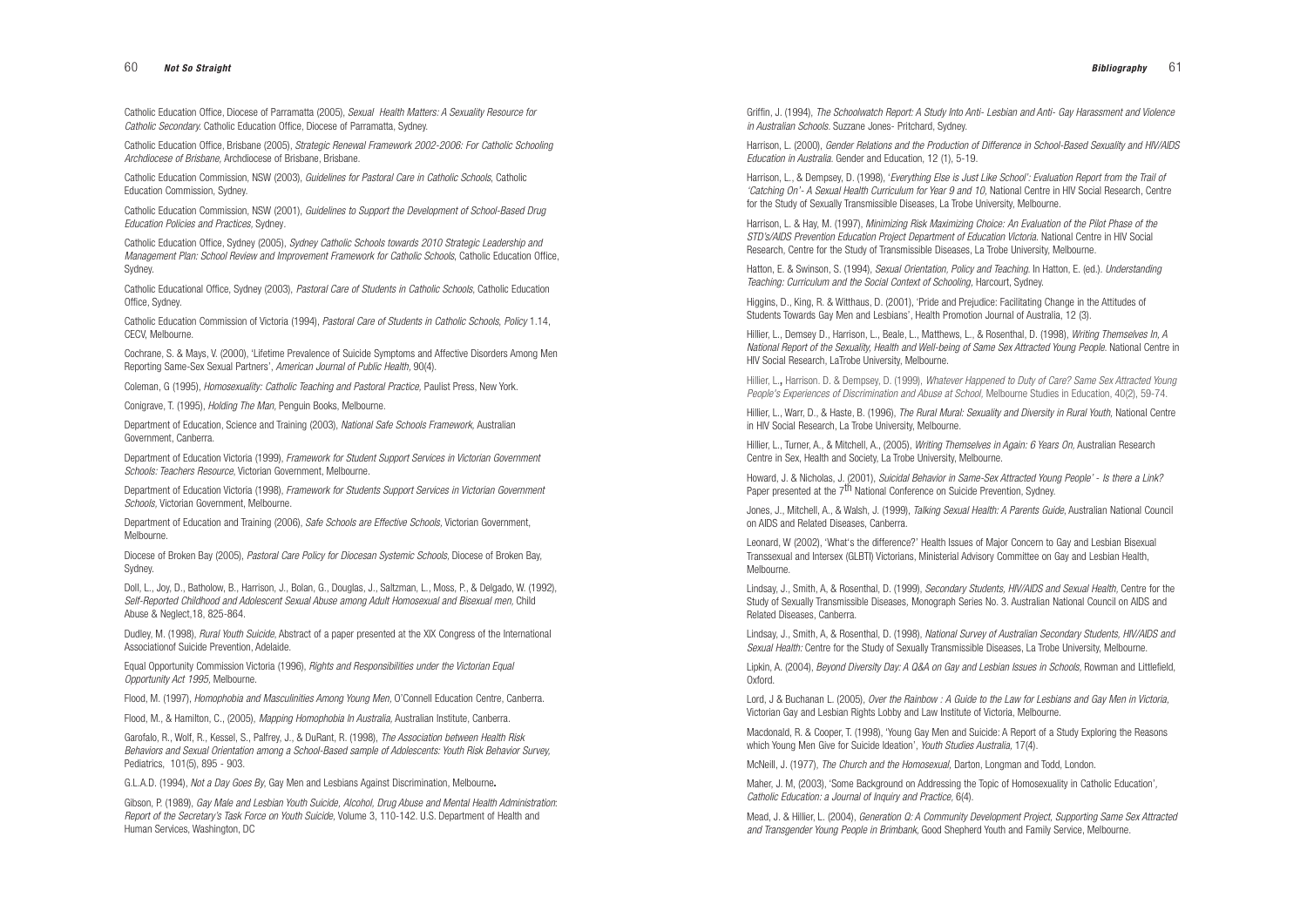Catholic Education Office, Diocese of Parramatta (2005), *Sexual Health Matters: A Sexuality Resource for Catholic Secondary.* Catholic Education Office, Diocese of Parramatta, Sydney.

Catholic Education Office, Brisbane (2005), *Strategic Renewal Framework 2002-2006: For Catholic Schooling Archdiocese of Brisbane,* Archdiocese of Brisbane, Brisbane.

Catholic Education Commission, NSW (2003), *Guidelines for Pastoral Care in Catholic Schools*, Catholic Education Commission, Sydney.

Catholic Education Commission, NSW (2001), *Guidelines to Support the Development of School-Based Drug Education Policies and Practices,* Sydney.

Catholic Education Office, Sydney (2005), *Sydney Catholic Schools towards 2010 Strategic Leadership and Management Plan: School Review and Improvement Framework for Catholic Schools*, Catholic Education Office, Sydney.

Catholic Educational Office, Sydney (2003), *Pastoral Care of Students in Catholic Schools*, Catholic Education Office, Sydney.

Catholic Education Commission of Victoria (1994), *Pastoral Care of Students in Catholic Schools, Policy* 1.14, CECV, Melbourne.

Cochrane, S. & Mays, V. (2000), 'Lifetime Prevalence of Suicide Symptoms and Affective Disorders Among Men Reporting Same-Sex Sexual Partners', *American Journal of Public Health*, 90(4).

Coleman, G (1995), *Homosexuality: Catholic Teaching and Pastoral Practice,* Paulist Press, New York.

Conigrave, T. (1995), *Holding The Man,* Penguin Books, Melbourne.

Department of Education, Science and Training (2003), *National Safe Schools Framework,* Australian Government, Canberra.

Department of Education Victoria (1999), *Framework for Student Support Services in Victorian Government Schools: Teachers Resource,* Victorian Government, Melbourne.

Department of Education Victoria (1998), *Framework for Students Support Services in Victorian Government Schools,* Victorian Government, Melbourne.

Department of Education and Training (2006), *Safe Schools are Effective Schools*, Victorian Government, Melbourne.

Diocese of Broken Bay (2005), *Pastoral Care Policy for Diocesan Systemic Schools*, Diocese of Broken Bay, Sydney.

Doll, L., Joy, D., Batholow, B., Harrison, J., Bolan, G., Douglas, J., Saltzman, L., Moss, P., & Delgado, W. (1992), *Self-Reported Childhood and Adolescent Sexual Abuse among Adult Homosexual and Bisexual men,* Child Abuse & Neglect,18, 825-864.

Dudley, M. (1998), *Rural Youth Suicide*, Abstract of a paper presented at the XIX Congress of the International Associationof Suicide Prevention, Adelaide.

Equal Opportunity Commission Victoria (1996), *Rights and Responsibilities under the Victorian Equal Opportunity Act 1995*, Melbourne.

Flood, M. (1997), *Homophobia and Masculinities Among Young Men*, O'Connell Education Centre, Canberra.

Flood, M., & Hamilton, C., (2005), *Mapping Homophobia In Australia,* Australian Institute, Canberra.

Garofalo, R., Wolf, R., Kessel, S., Palfrey, J., & DuRant, R. (1998), *The Association between Health Risk Behaviors and Sexual Orientation among a School-Based sample of Adolescents: Youth Risk Behavior Survey,* Pediatrics, 101(5), 895 - 903.

G.L.A.D. (1994), *Not a Day Goes By,* Gay Men and Lesbians Against Discrimination, Melbourne**.**

Gibson, P. (1989), *Gay Male and Lesbian Youth Suicide, Alcohol, Drug Abuse and Mental Health Administration*: *Report of the Secretary's Task Force on Youth Suicide*, Volume 3, 110-142. U.S. Department of Health and Human Services, Washington, DC

Griffin, J. (1994), *The Schoolwatch Report: A Study Into Anti- Lesbian and Anti- Gay Harassment and Violence in Australian Schools.* Suzzane Jones- Pritchard, Sydney.

Harrison, L. (2000), *Gender Relations and the Production of Difference in School-Based Sexuality and HIV/AIDS Education in Australia.* Gender and Education, 12 (1), 5-19.

Harrison, L., & Dempsey, D. (1998), '*Everything Else is Just Like School': Evaluation Report from the Trail of 'Catching On'- A Sexual Health Curriculum for Year 9 and 10*, National Centre in HIV Social Research, Centre for the Study of Sexually Transmissible Diseases, La Trobe University, Melbourne.

Harrison, L. & Hay, M. (1997), *Minimizing Risk Maximizing Choice: An Evaluation of the Pilot Phase of the STD's/AIDS Prevention Education Project Department of Education Victoria.* National Centre in HIV Social Research, Centre for the Study of Transmissible Diseases, La Trobe University, Melbourne.

Hatton, E. & Swinson, S. (1994), *Sexual Orientation, Policy and Teaching.* In Hatton, E. (ed.). *Understanding Teaching: Curriculum and the Social Context of Schooling*, Harcourt, Sydney.

Higgins, D., King, R. & Witthaus, D. (2001), 'Pride and Prejudice: Facilitating Change in the Attitudes of Students Towards Gay Men and Lesbians', Health Promotion Journal of Australia, 12 (3).

Hillier, L., Demsey D., Harrison, L., Beale, L., Matthews, L., & Rosenthal, D. (1998), *Writing Themselves In, A National Report of the Sexuality, Health and Well-being of Same Sex Attracted Young People.* National Centre in HIV Social Research, LaTrobe University, Melbourne.

Hillier, L.**,** Harrison. D. & Dempsey, D. (1999), *Whatever Happened to Duty of Care? Same Sex Attracted Young People's Experiences of Discrimination and Abuse at School,* Melbourne Studies in Education, 40(2), 59-74.

Hillier, L., Warr, D., & Haste, B. (1996), *The Rural Mural: Sexuality and Diversity in Rural Youth*, National Centre in HIV Social Research, La Trobe University, Melbourne.

Hillier, L., Turner, A., & Mitchell, A., (2005), *Writing Themselves in Again: 6 Years On,* Australian Research Centre in Sex, Health and Society, La Trobe University, Melbourne.

Howard, J. & Nicholas, J. (2001), *Suicidal Behavior in Same-Sex Attracted Young People' - Is there a Link?* Paper presented at the 7th National Conference on Suicide Prevention, Sydney.

Jones, J., Mitchell, A., & Walsh, J. (1999), *Talking Sexual Health: A Parents Guide*, Australian National Council on AIDS and Related Diseases, Canberra.

Leonard, W (2002), 'What's the difference?' Health Issues of Major Concern to Gay and Lesbian Bisexual Transsexual and Intersex (GLBTI) Victorians, Ministerial Advisory Committee on Gay and Lesbian Health, Melbourne.

Lindsay, J., Smith, A, & Rosenthal, D. (1999), *Secondary Students, HIV/AIDS and Sexual Health,* Centre for the Study of Sexually Transmissible Diseases, Monograph Series No. 3. Australian National Council on AIDS and Related Diseases, Canberra.

Lindsay, J., Smith, A, & Rosenthal, D. (1998), *National Survey of Australian Secondary Students, HIV/AIDS and Sexual Health:* Centre for the Study of Sexually Transmissible Diseases, La Trobe University, Melbourne.

Lipkin, A. (2004), *Beyond Diversity Day: A Q&A on Gay and Lesbian Issues in Schools,* Rowman and Littlefield, Oxford.

Lord, J & Buchanan L. (2005), *Over the Rainbow : A Guide to the Law for Lesbians and Gay Men in Victoria*, Victorian Gay and Lesbian Rights Lobby and Law Institute of Victoria, Melbourne.

Macdonald, R. & Cooper, T. (1998), 'Young Gay Men and Suicide: A Report of a Study Exploring the Reasons which Young Men Give for Suicide Ideation', *Youth Studies Australia,* 17(4).

McNeill, J. (1977), *The Church and the Homosexual,* Darton, Longman and Todd, London.

Maher, J. M, (2003), 'Some Background on Addressing the Topic of Homosexuality in Catholic Education', *Catholic Education: a Journal of Inquiry and Practice,* 6(4).

Mead, J. & Hillier, L. (2004), *Generation Q: A Community Development Project, Supporting Same Sex Attracted and Transgender Young People in Brimbank*, Good Shepherd Youth and Family Service, Melbourne.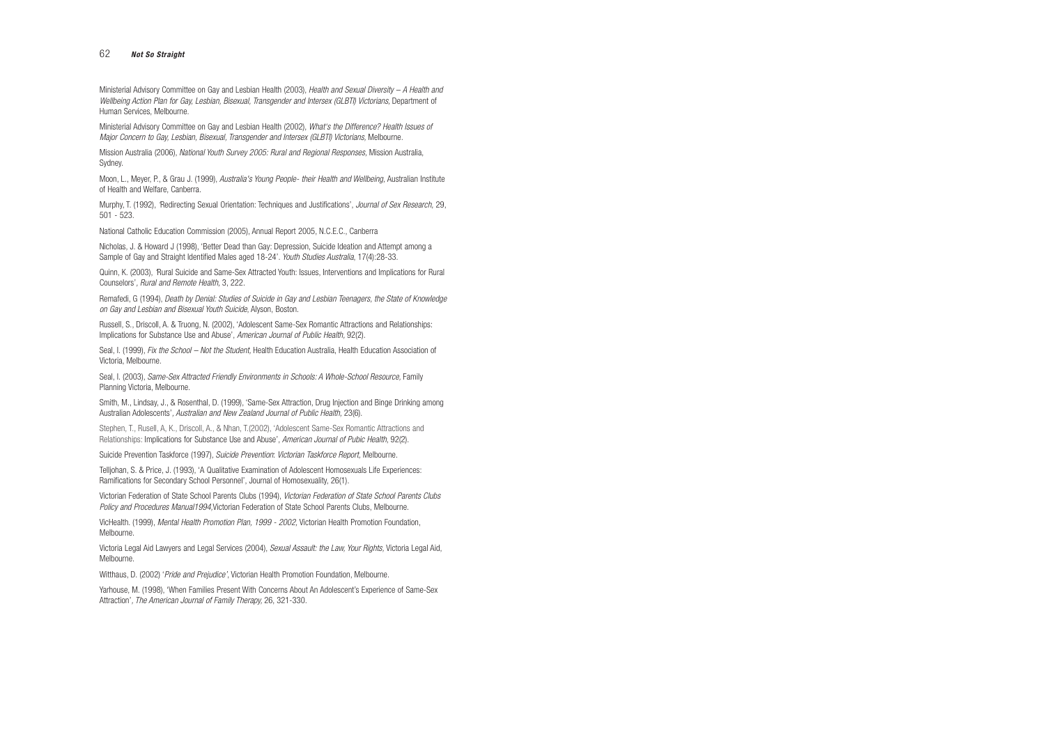Ministerial Advisory Committee on Gay and Lesbian Health (2003), *Health and Sexual Diversity – A Health and Wellbeing Action Plan for Gay, Lesbian, Bisexual, Transgender and Intersex (GLBTI) Victorians*, Department of Human Services, Melbourne.

Ministerial Advisory Committee on Gay and Lesbian Health (2002), *What's the Difference? Health Issues of Major Concern to Gay, Lesbian, Bisexual, Transgender and Intersex (GLBTI) Victorians*, Melbourne.

Mission Australia (2006), *National Youth Survey 2005: Rural and Regional Responses*, Mission Australia, Sydney.

Moon, L., Meyer, P., & Grau J. (1999), *Australia's Young People- their Health and Wellbeing*, Australian Institute of Health and Welfare, Canberra.

Murphy, T. (1992), 'Redirecting Sexual Orientation: Techniques and Justifications', *Journal of Sex Research*, 29, 501 - 523.

National Catholic Education Commission (2005), Annual Report 2005, N.C.E.C., Canberra

Nicholas, J. & Howard J (1998), 'Better Dead than Gay: Depression, Suicide Ideation and Attempt among a Sample of Gay and Straight Identified Males aged 18-24'. *Youth Studies Australia*, 17(4):28-33.

Quinn, K. (2003), 'Rural Suicide and Same-Sex Attracted Youth: Issues, Interventions and Implications for Rural Counselors', *Rural and Remote Health*, 3, 222.

Remafedi, G (1994), *Death by Denial: Studies of Suicide in Gay and Lesbian Teenagers, the State of Knowledge on Gay and Lesbian and Bisexual Youth Suicide*, Alyson, Boston.

Russell, S., Driscoll, A. & Truong, N. (2002), 'Adolescent Same-Sex Romantic Attractions and Relationships: Implications for Substance Use and Abuse', *American Journal of Public Health*, 92(2).

Seal, I. (1999), *Fix the School – Not the Student*, Health Education Australia, Health Education Association of Victoria, Melbourne.

Seal, I. (2003), *Same-Sex Attracted Friendly Environments in Schools: A Whole-School Resource*, Family Planning Victoria, Melbourne.

Smith, M., Lindsay, J., & Rosenthal, D. (1999), 'Same-Sex Attraction, Drug Injection and Binge Drinking among Australian Adolescents', *Australian and New Zealand Journal of Public Health*, 23(6).

Stephen, T., Rusell, A, K., Driscoll, A., & Nhan, T.(2002), 'Adolescent Same-Sex Romantic Attractions and Relationships: Implications for Substance Use and Abuse', *American Journal of Pubic Health*, 92(2).

Suicide Prevention Taskforce (1997), *Suicide Prevention: Victorian Taskforce Report*, Melbourne.

Telljohan, S. & Price, J. (1993), 'A Qualitative Examination of Adolescent Homosexuals Life Experiences: Ramifications for Secondary School Personnel', Journal of Homosexuality, 26(1).

Victorian Federation of State School Parents Clubs (1994), *Victorian Federation of State School Parents Clubs Policy and Procedures Manual1994*,Victorian Federation of State School Parents Clubs, Melbourne.

VicHealth. (1999), *Mental Health Promotion Plan, 1999 - 2002*, Victorian Health Promotion Foundation, Melbourne.

Victoria Legal Aid Lawyers and Legal Services (2004), *Sexual Assault: the Law, Your Rights*, Victoria Legal Aid, Melbourne.

Witthaus, D. (2002) '*Pride and Prejudice'*, Victorian Health Promotion Foundation, Melbourne.

Yarhouse, M. (1998), 'When Families Present With Concerns About An Adolescent's Experience of Same-Sex Attraction', *The American Journal of Family Therapy*, 26, 321-330.